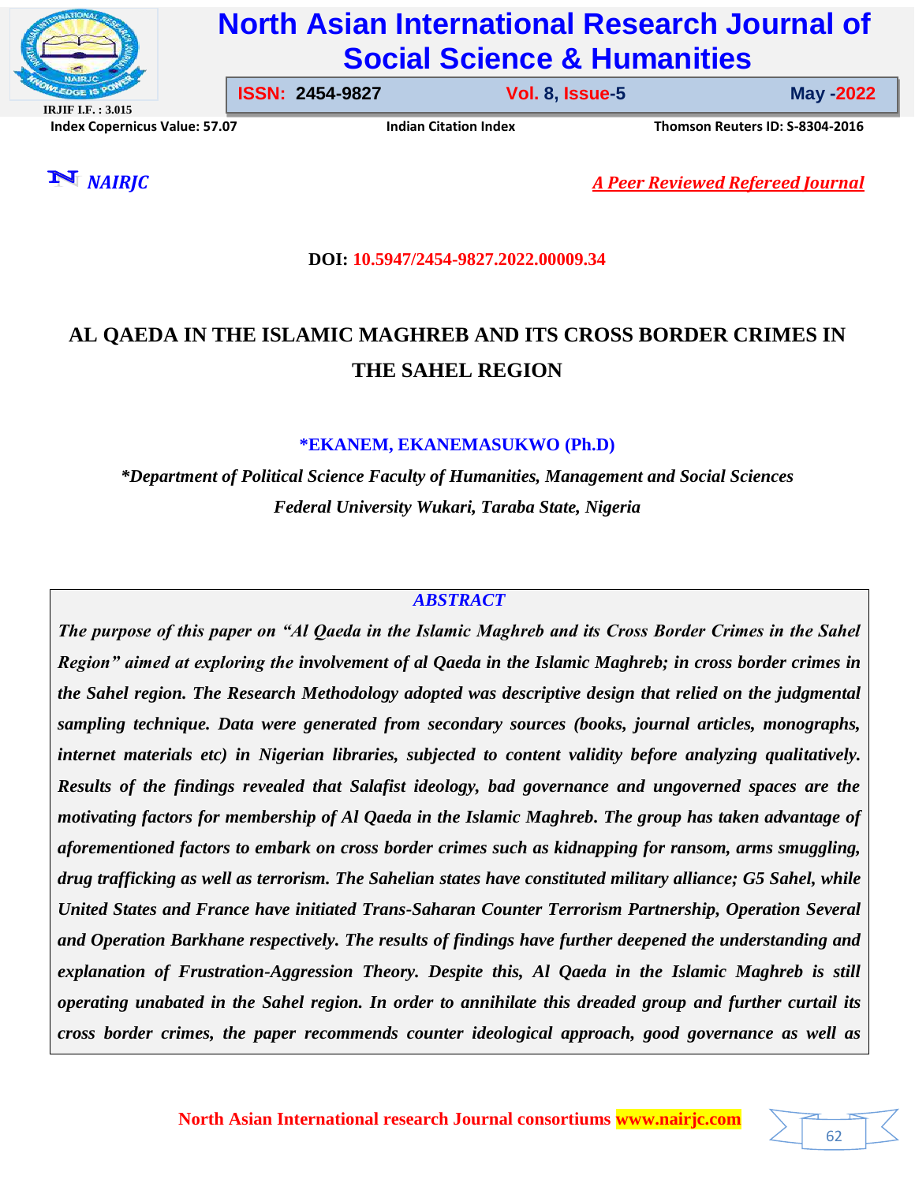DOI: 10.5947/2454-9827.2022.00009.34

# AL QAEDA IN THE ISLAMIC MAGHREB AND ITS CROSS BORDER CRIMES IN THE SAHEL REGION

**\*EKANEM, EKANEMASUKWO (Ph.D)**

*\*Department of Political Science Faculty of Humanities, Management and Social Sciences*
*Federal University Wukari, Taraba State, Nigeria*

## ABSTRACT

***The purpose of this paper on "Al Qaeda in the Islamic Maghreb and its Cross Border Crimes in the Sahel Region" aimed at exploring the involvement of al Qaeda in the Islamic Maghreb; in cross border crimes in the Sahel region. The Research Methodology adopted was descriptive design that relied on the judgmental sampling technique. Data were generated from secondary sources (books, journal articles, monographs, internet materials etc) in Nigerian libraries, subjected to content validity before analyzing qualitatively. Results of the findings revealed that Salafist ideology, bad governance and ungoverned spaces are the motivating factors for membership of Al Qaeda in the Islamic Maghreb. The group has taken advantage of aforementioned factors to embark on cross border crimes such as kidnapping for ransom, arms smuggling, drug trafficking as well as terrorism. The Sahelian states have constituted military alliance; G5 Sahel, while United States and France have initiated Trans-Saharan Counter Terrorism Partnership, Operation Several and Operation Barkhane respectively. The results of findings have further deepened the understanding and explanation of Frustration-Aggression Theory. Despite this, Al Qaeda in the Islamic Maghreb is still operating unabated in the Sahel region. In order to annihilate this dreaded group and further curtail its cross border crimes, the paper recommends counter ideological approach, good governance as well as***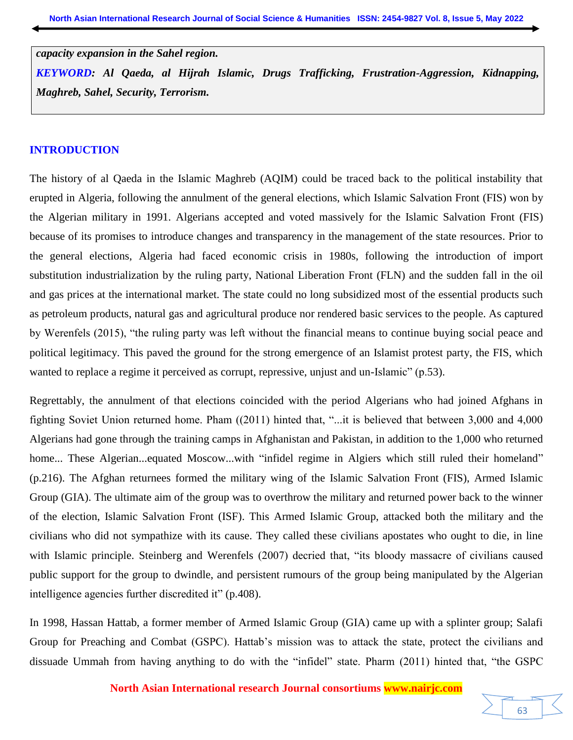***capacity expansion in the Sahel region.***

***KEYWORD: Al Qaeda, al Hijrah Islamic, Drugs Trafficking, Frustration-Aggression, Kidnapping, Maghreb, Sahel, Security, Terrorism.***

## INTRODUCTION

The history of al Qaeda in the Islamic Maghreb (AQIM) could be traced back to the political instability that erupted in Algeria, following the annulment of the general elections, which Islamic Salvation Front (FIS) won by the Algerian military in 1991. Algerians accepted and voted massively for the Islamic Salvation Front (FIS) because of its promises to introduce changes and transparency in the management of the state resources. Prior to the general elections, Algeria had faced economic crisis in 1980s, following the introduction of import substitution industrialization by the ruling party, National Liberation Front (FLN) and the sudden fall in the oil and gas prices at the international market. The state could no long subsidized most of the essential products such as petroleum products, natural gas and agricultural produce nor rendered basic services to the people. As captured by Werenfels (2015), "the ruling party was left without the financial means to continue buying social peace and political legitimacy. This paved the ground for the strong emergence of an Islamist protest party, the FIS, which wanted to replace a regime it perceived as corrupt, repressive, unjust and un-Islamic" (p.53).

Regrettably, the annulment of that elections coincided with the period Algerians who had joined Afghans in fighting Soviet Union returned home. Pham ((2011) hinted that, "...it is believed that between 3,000 and 4,000 Algerians had gone through the training camps in Afghanistan and Pakistan, in addition to the 1,000 who returned home... These Algerian...equated Moscow...with "infidel regime in Algiers which still ruled their homeland" (p.216). The Afghan returnees formed the military wing of the Islamic Salvation Front (FIS), Armed Islamic Group (GIA). The ultimate aim of the group was to overthrow the military and returned power back to the winner of the election, Islamic Salvation Front (ISF). This Armed Islamic Group, attacked both the military and the civilians who did not sympathize with its cause. They called these civilians apostates who ought to die, in line with Islamic principle. Steinberg and Werenfels (2007) decried that, "its bloody massacre of civilians caused public support for the group to dwindle, and persistent rumours of the group being manipulated by the Algerian intelligence agencies further discredited it" (p.408).

In 1998, Hassan Hattab, a former member of Armed Islamic Group (GIA) came up with a splinter group; Salafi Group for Preaching and Combat (GSPC). Hattab's mission was to attack the state, protect the civilians and dissuade Ummah from having anything to do with the "infidel" state. Pharm (2011) hinted that, "the GSPC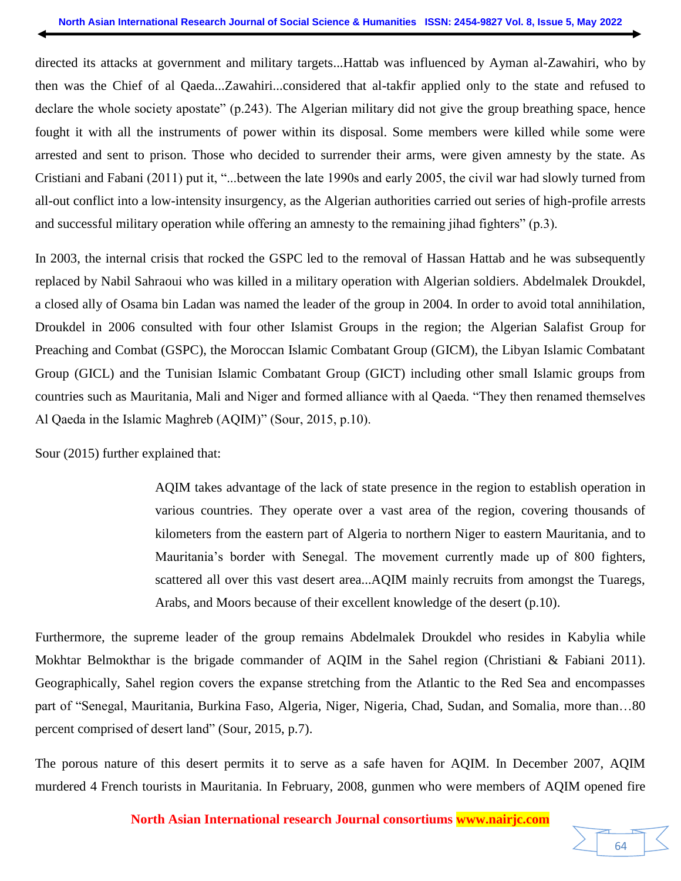directed its attacks at government and military targets...Hattab was influenced by Ayman al-Zawahiri, who by then was the Chief of al Qaeda...Zawahiri...considered that al-takfir applied only to the state and refused to declare the whole society apostate" (p.243). The Algerian military did not give the group breathing space, hence fought it with all the instruments of power within its disposal. Some members were killed while some were arrested and sent to prison. Those who decided to surrender their arms, were given amnesty by the state. As Cristiani and Fabani (2011) put it, "...between the late 1990s and early 2005, the civil war had slowly turned from all-out conflict into a low-intensity insurgency, as the Algerian authorities carried out series of high-profile arrests and successful military operation while offering an amnesty to the remaining jihad fighters" (p.3).

In 2003, the internal crisis that rocked the GSPC led to the removal of Hassan Hattab and he was subsequently replaced by Nabil Sahraoui who was killed in a military operation with Algerian soldiers. Abdelmalek Droukdel, a closed ally of Osama bin Ladan was named the leader of the group in 2004. In order to avoid total annihilation, Droukdel in 2006 consulted with four other Islamist Groups in the region; the Algerian Salafist Group for Preaching and Combat (GSPC), the Moroccan Islamic Combatant Group (GICM), the Libyan Islamic Combatant Group (GICL) and the Tunisian Islamic Combatant Group (GICT) including other small Islamic groups from countries such as Mauritania, Mali and Niger and formed alliance with al Qaeda. "They then renamed themselves Al Qaeda in the Islamic Maghreb (AQIM)" (Sour, 2015, p.10).

Sour (2015) further explained that:

> AQIM takes advantage of the lack of state presence in the region to establish operation in various countries. They operate over a vast area of the region, covering thousands of kilometers from the eastern part of Algeria to northern Niger to eastern Mauritania, and to Mauritania's border with Senegal. The movement currently made up of 800 fighters, scattered all over this vast desert area...AQIM mainly recruits from amongst the Tuaregs, Arabs, and Moors because of their excellent knowledge of the desert (p.10).

Furthermore, the supreme leader of the group remains Abdelmalek Droukdel who resides in Kabylia while Mokhtar Belmokthar is the brigade commander of AQIM in the Sahel region (Christiani & Fabiani 2011). Geographically, Sahel region covers the expanse stretching from the Atlantic to the Red Sea and encompasses part of "Senegal, Mauritania, Burkina Faso, Algeria, Niger, Nigeria, Chad, Sudan, and Somalia, more than…80 percent comprised of desert land" (Sour, 2015, p.7).

The porous nature of this desert permits it to serve as a safe haven for AQIM. In December 2007, AQIM murdered 4 French tourists in Mauritania. In February, 2008, gunmen who were members of AQIM opened fire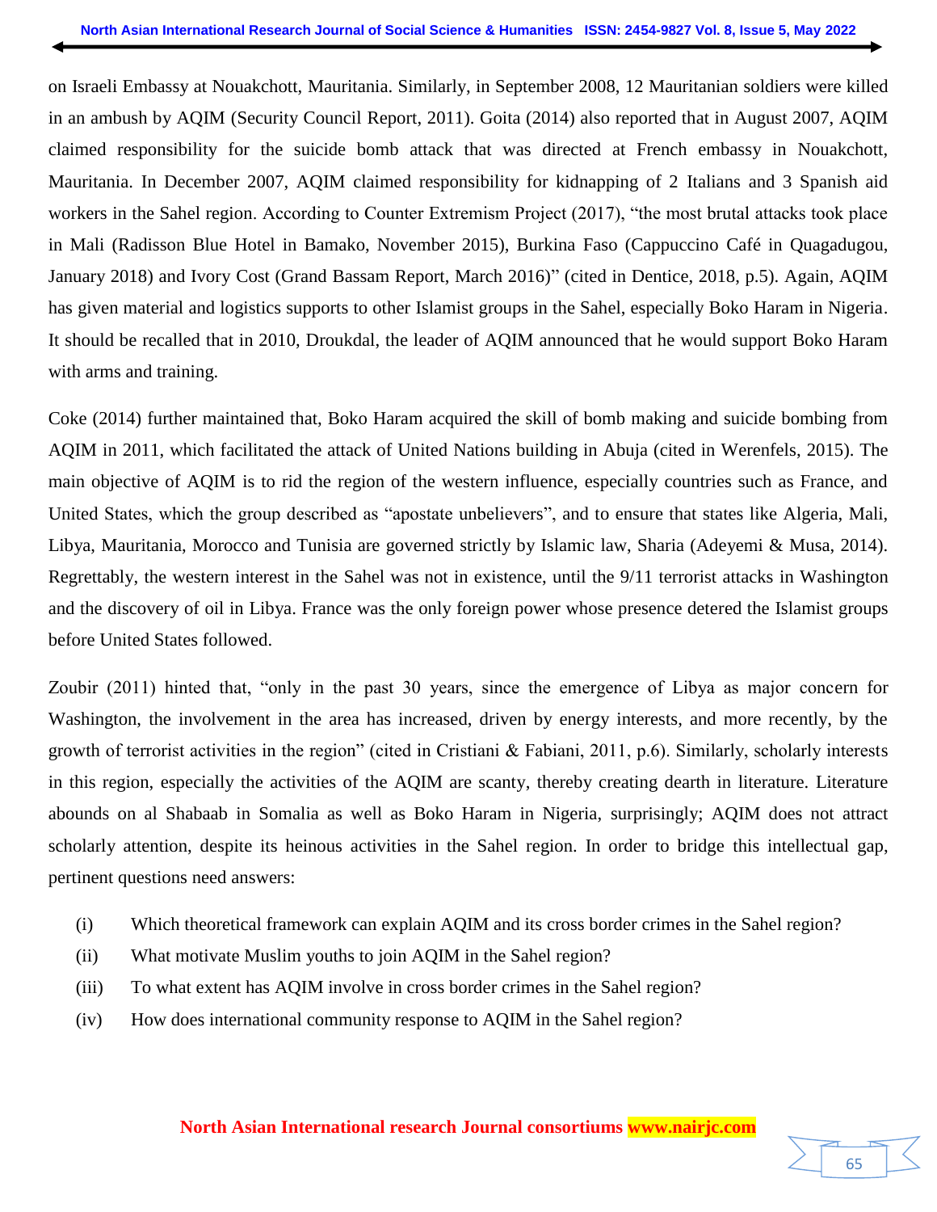on Israeli Embassy at Nouakchott, Mauritania. Similarly, in September 2008, 12 Mauritanian soldiers were killed in an ambush by AQIM (Security Council Report, 2011). Goita (2014) also reported that in August 2007, AQIM claimed responsibility for the suicide bomb attack that was directed at French embassy in Nouakchott, Mauritania. In December 2007, AQIM claimed responsibility for kidnapping of 2 Italians and 3 Spanish aid workers in the Sahel region. According to Counter Extremism Project (2017), "the most brutal attacks took place in Mali (Radisson Blue Hotel in Bamako, November 2015), Burkina Faso (Cappuccino Café in Quagadugou, January 2018) and Ivory Cost (Grand Bassam Report, March 2016)" (cited in Dentice, 2018, p.5). Again, AQIM has given material and logistics supports to other Islamist groups in the Sahel, especially Boko Haram in Nigeria. It should be recalled that in 2010, Droukdal, the leader of AQIM announced that he would support Boko Haram with arms and training.

Coke (2014) further maintained that, Boko Haram acquired the skill of bomb making and suicide bombing from AQIM in 2011, which facilitated the attack of United Nations building in Abuja (cited in Werenfels, 2015). The main objective of AQIM is to rid the region of the western influence, especially countries such as France, and United States, which the group described as "apostate unbelievers", and to ensure that states like Algeria, Mali, Libya, Mauritania, Morocco and Tunisia are governed strictly by Islamic law, Sharia (Adeyemi & Musa, 2014). Regrettably, the western interest in the Sahel was not in existence, until the 9/11 terrorist attacks in Washington and the discovery of oil in Libya. France was the only foreign power whose presence detered the Islamist groups before United States followed.

Zoubir (2011) hinted that, "only in the past 30 years, since the emergence of Libya as major concern for Washington, the involvement in the area has increased, driven by energy interests, and more recently, by the growth of terrorist activities in the region" (cited in Cristiani & Fabiani, 2011, p.6). Similarly, scholarly interests in this region, especially the activities of the AQIM are scanty, thereby creating dearth in literature. Literature abounds on al Shabaab in Somalia as well as Boko Haram in Nigeria, surprisingly; AQIM does not attract scholarly attention, despite its heinous activities in the Sahel region. In order to bridge this intellectual gap, pertinent questions need answers:

(i) Which theoretical framework can explain AQIM and its cross border crimes in the Sahel region?

(ii) What motivate Muslim youths to join AQIM in the Sahel region?

(iii) To what extent has AQIM involve in cross border crimes in the Sahel region?

(iv) How does international community response to AQIM in the Sahel region?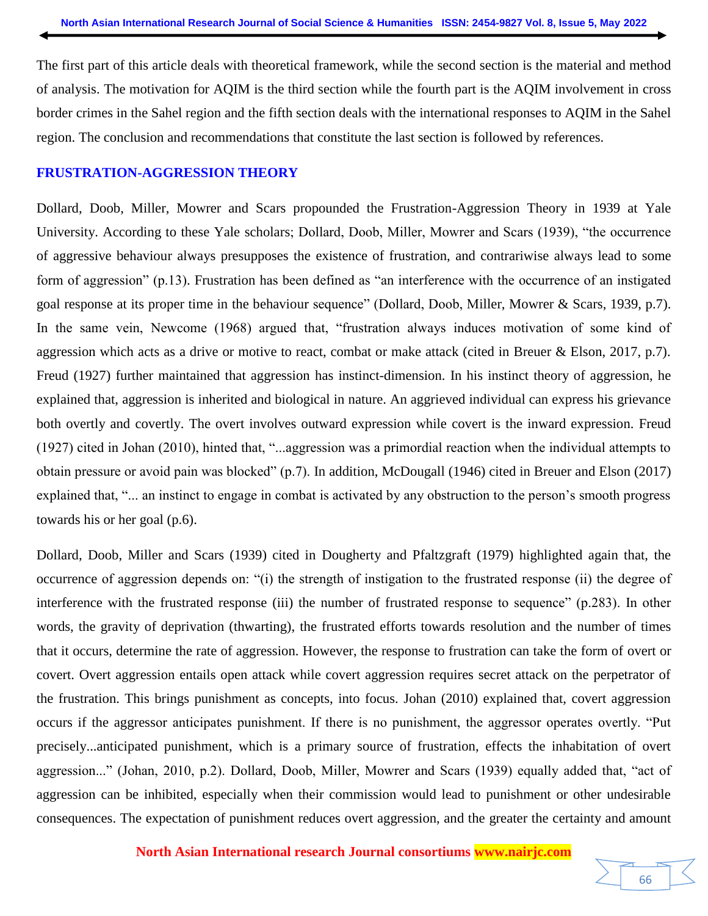The first part of this article deals with theoretical framework, while the second section is the material and method of analysis. The motivation for AQIM is the third section while the fourth part is the AQIM involvement in cross border crimes in the Sahel region and the fifth section deals with the international responses to AQIM in the Sahel region. The conclusion and recommendations that constitute the last section is followed by references.

## FRUSTRATION-AGGRESSION THEORY

Dollard, Doob, Miller, Mowrer and Scars propounded the Frustration-Aggression Theory in 1939 at Yale University. According to these Yale scholars; Dollard, Doob, Miller, Mowrer and Scars (1939), "the occurrence of aggressive behaviour always presupposes the existence of frustration, and contrariwise always lead to some form of aggression" (p.13). Frustration has been defined as "an interference with the occurrence of an instigated goal response at its proper time in the behaviour sequence" (Dollard, Doob, Miller, Mowrer & Scars, 1939, p.7). In the same vein, Newcome (1968) argued that, "frustration always induces motivation of some kind of aggression which acts as a drive or motive to react, combat or make attack (cited in Breuer & Elson, 2017, p.7). Freud (1927) further maintained that aggression has instinct-dimension. In his instinct theory of aggression, he explained that, aggression is inherited and biological in nature. An aggrieved individual can express his grievance both overtly and covertly. The overt involves outward expression while covert is the inward expression. Freud (1927) cited in Johan (2010), hinted that, "...aggression was a primordial reaction when the individual attempts to obtain pressure or avoid pain was blocked" (p.7). In addition, McDougall (1946) cited in Breuer and Elson (2017) explained that, "... an instinct to engage in combat is activated by any obstruction to the person's smooth progress towards his or her goal (p.6).

Dollard, Doob, Miller and Scars (1939) cited in Dougherty and Pfaltzgraft (1979) highlighted again that, the occurrence of aggression depends on: "(i) the strength of instigation to the frustrated response (ii) the degree of interference with the frustrated response (iii) the number of frustrated response to sequence" (p.283). In other words, the gravity of deprivation (thwarting), the frustrated efforts towards resolution and the number of times that it occurs, determine the rate of aggression. However, the response to frustration can take the form of overt or covert. Overt aggression entails open attack while covert aggression requires secret attack on the perpetrator of the frustration. This brings punishment as concepts, into focus. Johan (2010) explained that, covert aggression occurs if the aggressor anticipates punishment. If there is no punishment, the aggressor operates overtly. "Put precisely...anticipated punishment, which is a primary source of frustration, effects the inhabitation of overt aggression..." (Johan, 2010, p.2). Dollard, Doob, Miller, Mowrer and Scars (1939) equally added that, "act of aggression can be inhibited, especially when their commission would lead to punishment or other undesirable consequences. The expectation of punishment reduces overt aggression, and the greater the certainty and amount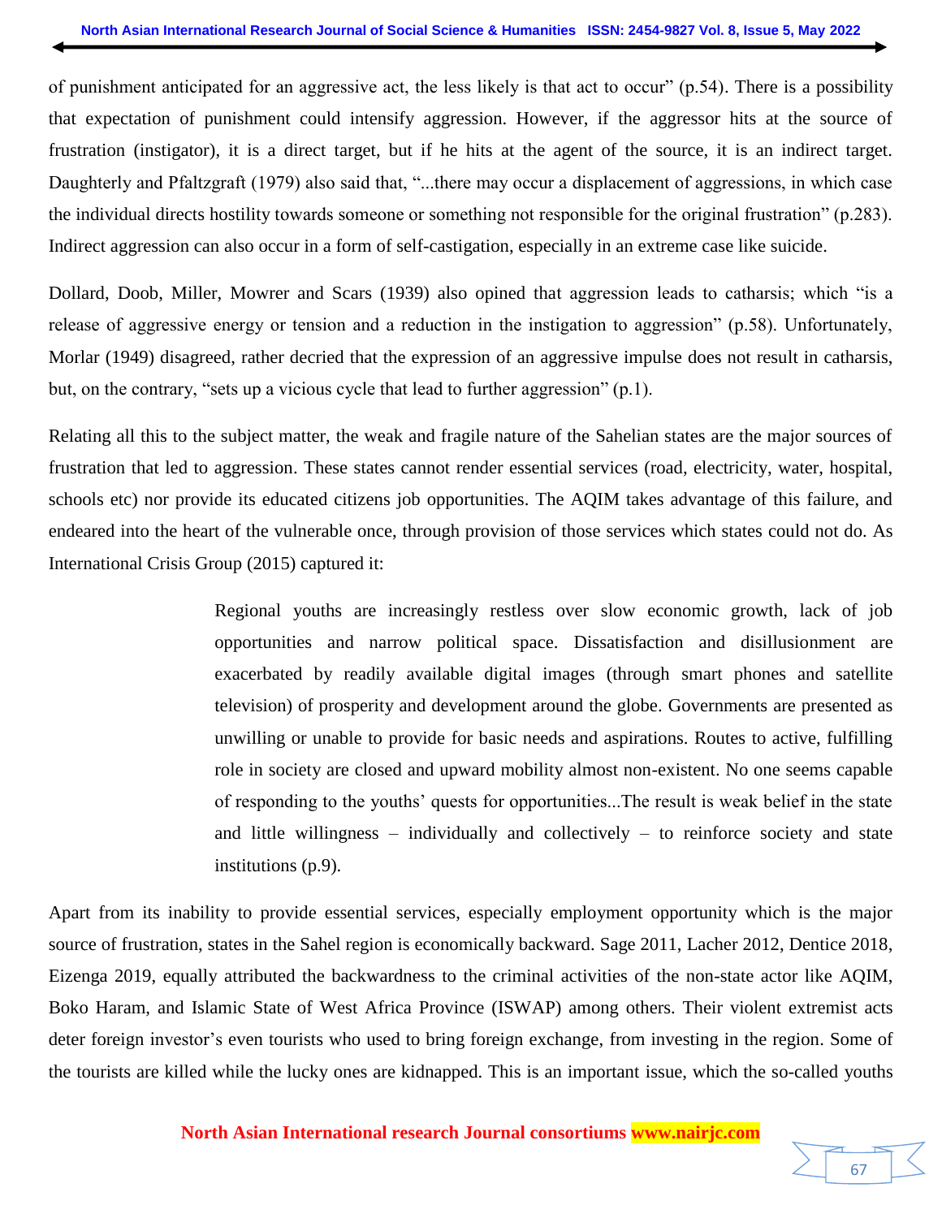of punishment anticipated for an aggressive act, the less likely is that act to occur" (p.54). There is a possibility that expectation of punishment could intensify aggression. However, if the aggressor hits at the source of frustration (instigator), it is a direct target, but if he hits at the agent of the source, it is an indirect target. Daughterly and Pfaltzgraft (1979) also said that, "...there may occur a displacement of aggressions, in which case the individual directs hostility towards someone or something not responsible for the original frustration" (p.283). Indirect aggression can also occur in a form of self-castigation, especially in an extreme case like suicide.

Dollard, Doob, Miller, Mowrer and Scars (1939) also opined that aggression leads to catharsis; which "is a release of aggressive energy or tension and a reduction in the instigation to aggression" (p.58). Unfortunately, Morlar (1949) disagreed, rather decried that the expression of an aggressive impulse does not result in catharsis, but, on the contrary, "sets up a vicious cycle that lead to further aggression" (p.1).

Relating all this to the subject matter, the weak and fragile nature of the Sahelian states are the major sources of frustration that led to aggression. These states cannot render essential services (road, electricity, water, hospital, schools etc) nor provide its educated citizens job opportunities. The AQIM takes advantage of this failure, and endeared into the heart of the vulnerable once, through provision of those services which states could not do. As International Crisis Group (2015) captured it:

> Regional youths are increasingly restless over slow economic growth, lack of job opportunities and narrow political space. Dissatisfaction and disillusionment are exacerbated by readily available digital images (through smart phones and satellite television) of prosperity and development around the globe. Governments are presented as unwilling or unable to provide for basic needs and aspirations. Routes to active, fulfilling role in society are closed and upward mobility almost non-existent. No one seems capable of responding to the youths' quests for opportunities...The result is weak belief in the state and little willingness – individually and collectively – to reinforce society and state institutions (p.9).

Apart from its inability to provide essential services, especially employment opportunity which is the major source of frustration, states in the Sahel region is economically backward. Sage 2011, Lacher 2012, Dentice 2018, Eizenga 2019, equally attributed the backwardness to the criminal activities of the non-state actor like AQIM, Boko Haram, and Islamic State of West Africa Province (ISWAP) among others. Their violent extremist acts deter foreign investor's even tourists who used to bring foreign exchange, from investing in the region. Some of the tourists are killed while the lucky ones are kidnapped. This is an important issue, which the so-called youths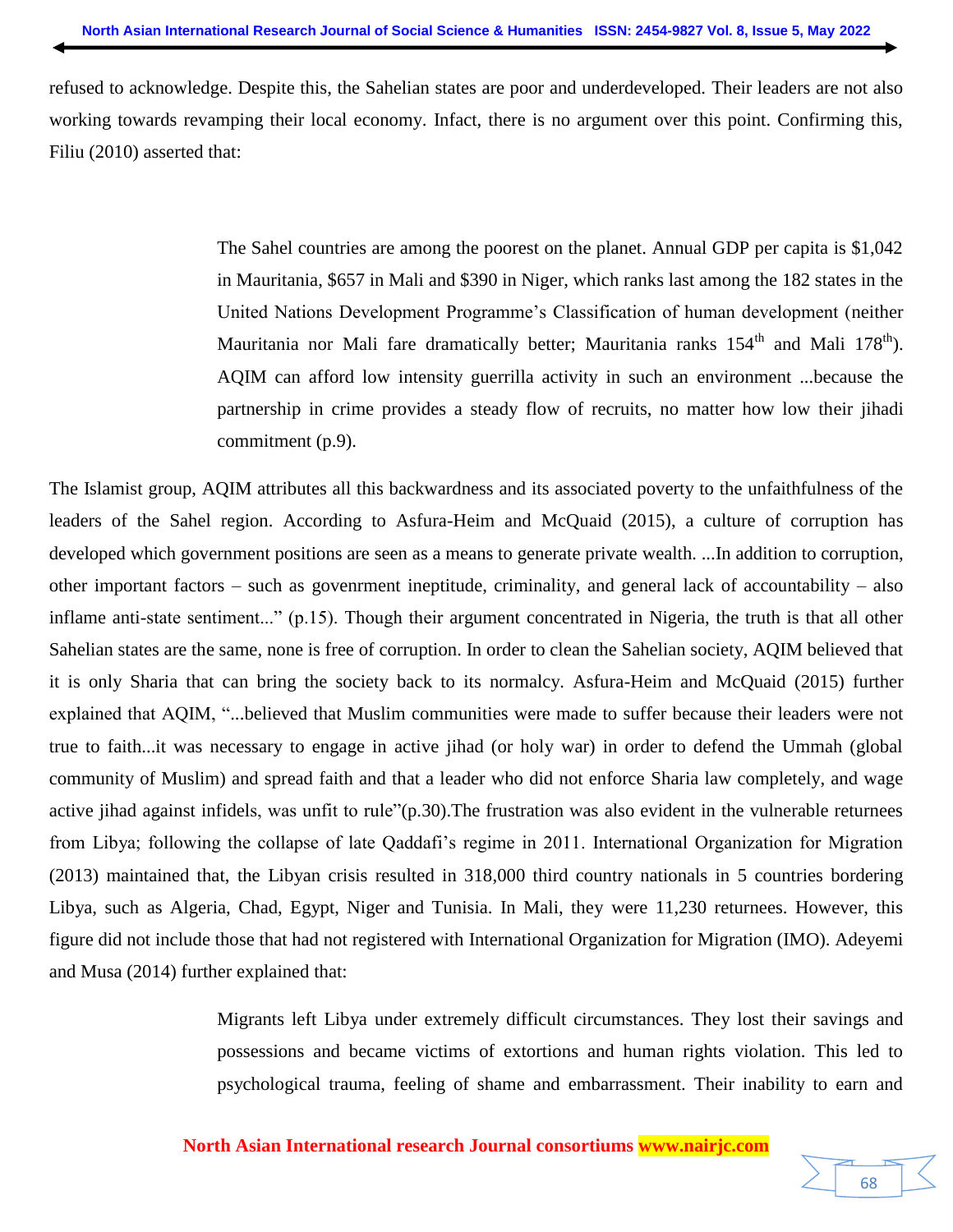refused to acknowledge. Despite this, the Sahelian states are poor and underdeveloped. Their leaders are not also working towards revamping their local economy. Infact, there is no argument over this point. Confirming this, Filiu (2010) asserted that:

> The Sahel countries are among the poorest on the planet. Annual GDP per capita is $1,042 in Mauritania, $657 in Mali and $390 in Niger, which ranks last among the 182 states in the United Nations Development Programme's Classification of human development (neither Mauritania nor Mali fare dramatically better; Mauritania ranks 154th and Mali 178th). AQIM can afford low intensity guerrilla activity in such an environment ...because the partnership in crime provides a steady flow of recruits, no matter how low their jihadi commitment (p.9).

The Islamist group, AQIM attributes all this backwardness and its associated poverty to the unfaithfulness of the leaders of the Sahel region. According to Asfura-Heim and McQuaid (2015), a culture of corruption has developed which government positions are seen as a means to generate private wealth. ...In addition to corruption, other important factors – such as govenrment ineptitude, criminality, and general lack of accountability – also inflame anti-state sentiment..." (p.15). Though their argument concentrated in Nigeria, the truth is that all other Sahelian states are the same, none is free of corruption. In order to clean the Sahelian society, AQIM believed that it is only Sharia that can bring the society back to its normalcy. Asfura-Heim and McQuaid (2015) further explained that AQIM, "...believed that Muslim communities were made to suffer because their leaders were not true to faith...it was necessary to engage in active jihad (or holy war) in order to defend the Ummah (global community of Muslim) and spread faith and that a leader who did not enforce Sharia law completely, and wage active jihad against infidels, was unfit to rule"(p.30).The frustration was also evident in the vulnerable returnees from Libya; following the collapse of late Qaddafi's regime in 2011. International Organization for Migration (2013) maintained that, the Libyan crisis resulted in 318,000 third country nationals in 5 countries bordering Libya, such as Algeria, Chad, Egypt, Niger and Tunisia. In Mali, they were 11,230 returnees. However, this figure did not include those that had not registered with International Organization for Migration (IMO). Adeyemi and Musa (2014) further explained that:

> Migrants left Libya under extremely difficult circumstances. They lost their savings and possessions and became victims of extortions and human rights violation. This led to psychological trauma, feeling of shame and embarrassment. Their inability to earn and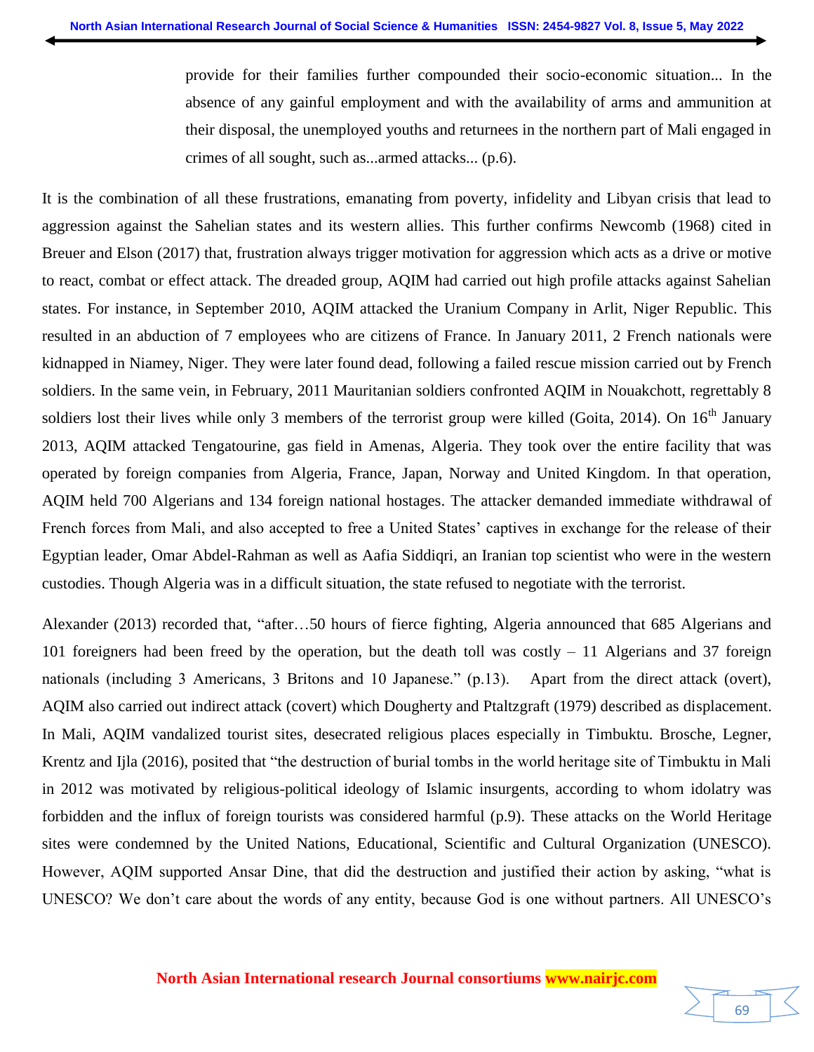> provide for their families further compounded their socio-economic situation... In the absence of any gainful employment and with the availability of arms and ammunition at their disposal, the unemployed youths and returnees in the northern part of Mali engaged in crimes of all sought, such as...armed attacks... (p.6).

It is the combination of all these frustrations, emanating from poverty, infidelity and Libyan crisis that lead to aggression against the Sahelian states and its western allies. This further confirms Newcomb (1968) cited in Breuer and Elson (2017) that, frustration always trigger motivation for aggression which acts as a drive or motive to react, combat or effect attack. The dreaded group, AQIM had carried out high profile attacks against Sahelian states. For instance, in September 2010, AQIM attacked the Uranium Company in Arlit, Niger Republic. This resulted in an abduction of 7 employees who are citizens of France. In January 2011, 2 French nationals were kidnapped in Niamey, Niger. They were later found dead, following a failed rescue mission carried out by French soldiers. In the same vein, in February, 2011 Mauritanian soldiers confronted AQIM in Nouakchott, regrettably 8 soldiers lost their lives while only 3 members of the terrorist group were killed (Goita, 2014). On 16th January 2013, AQIM attacked Tengatourine, gas field in Amenas, Algeria. They took over the entire facility that was operated by foreign companies from Algeria, France, Japan, Norway and United Kingdom. In that operation, AQIM held 700 Algerians and 134 foreign national hostages. The attacker demanded immediate withdrawal of French forces from Mali, and also accepted to free a United States' captives in exchange for the release of their Egyptian leader, Omar Abdel-Rahman as well as Aafia Siddiqri, an Iranian top scientist who were in the western custodies. Though Algeria was in a difficult situation, the state refused to negotiate with the terrorist.

Alexander (2013) recorded that, "after…50 hours of fierce fighting, Algeria announced that 685 Algerians and 101 foreigners had been freed by the operation, but the death toll was costly – 11 Algerians and 37 foreign nationals (including 3 Americans, 3 Britons and 10 Japanese." (p.13). Apart from the direct attack (overt), AQIM also carried out indirect attack (covert) which Dougherty and Ptaltzgraft (1979) described as displacement. In Mali, AQIM vandalized tourist sites, desecrated religious places especially in Timbuktu. Brosche, Legner, Krentz and Ijla (2016), posited that "the destruction of burial tombs in the world heritage site of Timbuktu in Mali in 2012 was motivated by religious-political ideology of Islamic insurgents, according to whom idolatry was forbidden and the influx of foreign tourists was considered harmful (p.9). These attacks on the World Heritage sites were condemned by the United Nations, Educational, Scientific and Cultural Organization (UNESCO). However, AQIM supported Ansar Dine, that did the destruction and justified their action by asking, "what is UNESCO? We don't care about the words of any entity, because God is one without partners. All UNESCO's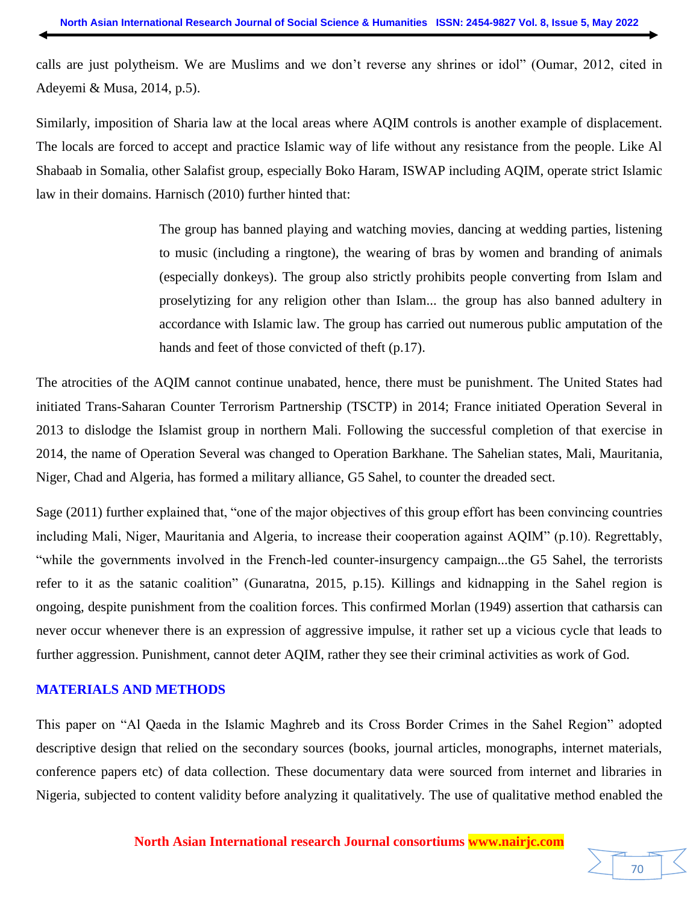calls are just polytheism. We are Muslims and we don't reverse any shrines or idol" (Oumar, 2012, cited in Adeyemi & Musa, 2014, p.5).

Similarly, imposition of Sharia law at the local areas where AQIM controls is another example of displacement. The locals are forced to accept and practice Islamic way of life without any resistance from the people. Like Al Shabaab in Somalia, other Salafist group, especially Boko Haram, ISWAP including AQIM, operate strict Islamic law in their domains. Harnisch (2010) further hinted that:

> The group has banned playing and watching movies, dancing at wedding parties, listening to music (including a ringtone), the wearing of bras by women and branding of animals (especially donkeys). The group also strictly prohibits people converting from Islam and proselytizing for any religion other than Islam... the group has also banned adultery in accordance with Islamic law. The group has carried out numerous public amputation of the hands and feet of those convicted of theft (p.17).

The atrocities of the AQIM cannot continue unabated, hence, there must be punishment. The United States had initiated Trans-Saharan Counter Terrorism Partnership (TSCTP) in 2014; France initiated Operation Several in 2013 to dislodge the Islamist group in northern Mali. Following the successful completion of that exercise in 2014, the name of Operation Several was changed to Operation Barkhane. The Sahelian states, Mali, Mauritania, Niger, Chad and Algeria, has formed a military alliance, G5 Sahel, to counter the dreaded sect.

Sage (2011) further explained that, "one of the major objectives of this group effort has been convincing countries including Mali, Niger, Mauritania and Algeria, to increase their cooperation against AQIM" (p.10). Regrettably, "while the governments involved in the French-led counter-insurgency campaign...the G5 Sahel, the terrorists refer to it as the satanic coalition" (Gunaratna, 2015, p.15). Killings and kidnapping in the Sahel region is ongoing, despite punishment from the coalition forces. This confirmed Morlan (1949) assertion that catharsis can never occur whenever there is an expression of aggressive impulse, it rather set up a vicious cycle that leads to further aggression. Punishment, cannot deter AQIM, rather they see their criminal activities as work of God.

## MATERIALS AND METHODS

This paper on "Al Qaeda in the Islamic Maghreb and its Cross Border Crimes in the Sahel Region" adopted descriptive design that relied on the secondary sources (books, journal articles, monographs, internet materials, conference papers etc) of data collection. These documentary data were sourced from internet and libraries in Nigeria, subjected to content validity before analyzing it qualitatively. The use of qualitative method enabled the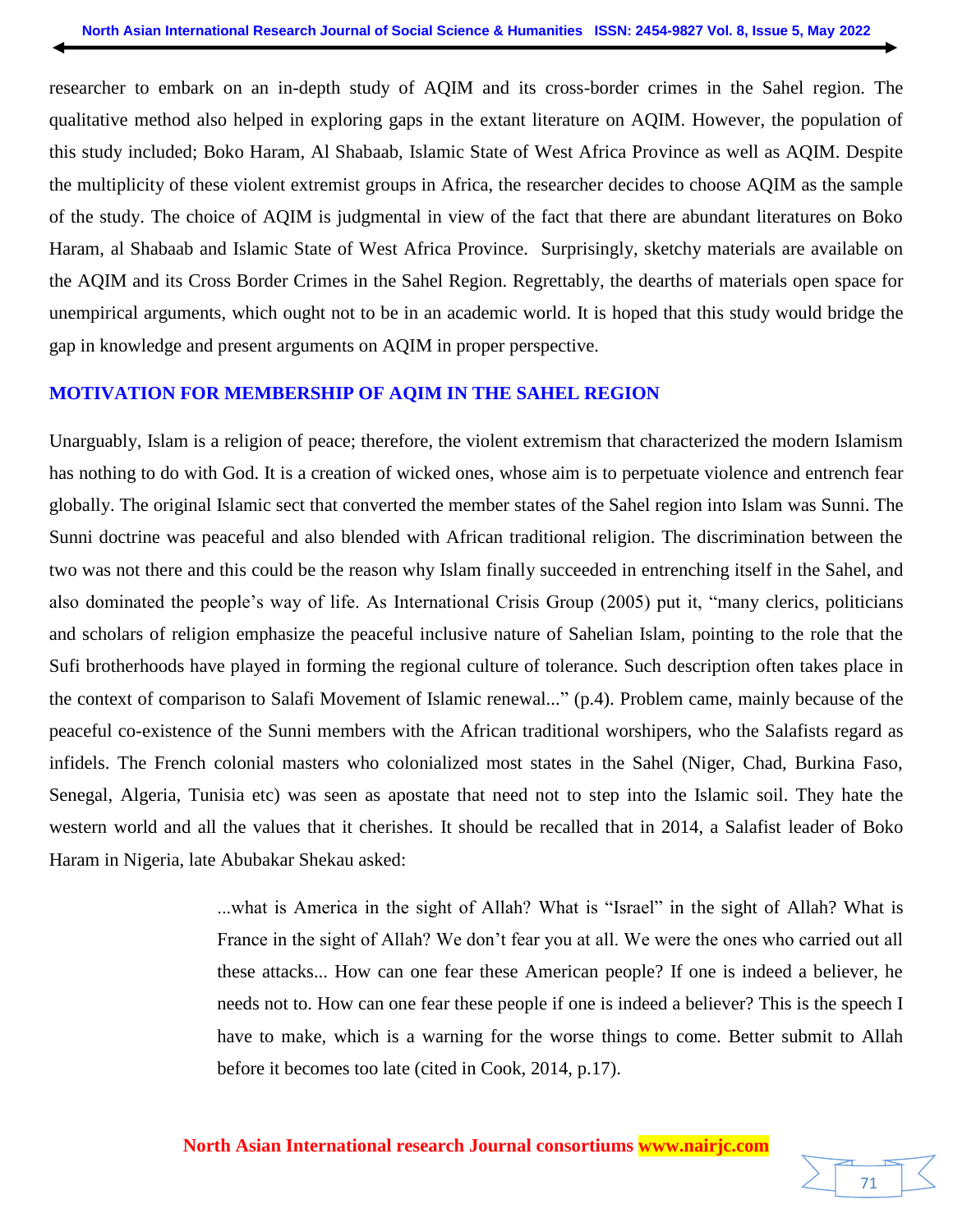researcher to embark on an in-depth study of AQIM and its cross-border crimes in the Sahel region. The qualitative method also helped in exploring gaps in the extant literature on AQIM. However, the population of this study included; Boko Haram, Al Shabaab, Islamic State of West Africa Province as well as AQIM. Despite the multiplicity of these violent extremist groups in Africa, the researcher decides to choose AQIM as the sample of the study. The choice of AQIM is judgmental in view of the fact that there are abundant literatures on Boko Haram, al Shabaab and Islamic State of West Africa Province. Surprisingly, sketchy materials are available on the AQIM and its Cross Border Crimes in the Sahel Region. Regrettably, the dearths of materials open space for unempirical arguments, which ought not to be in an academic world. It is hoped that this study would bridge the gap in knowledge and present arguments on AQIM in proper perspective.

## MOTIVATION FOR MEMBERSHIP OF AQIM IN THE SAHEL REGION

Unarguably, Islam is a religion of peace; therefore, the violent extremism that characterized the modern Islamism has nothing to do with God. It is a creation of wicked ones, whose aim is to perpetuate violence and entrench fear globally. The original Islamic sect that converted the member states of the Sahel region into Islam was Sunni. The Sunni doctrine was peaceful and also blended with African traditional religion. The discrimination between the two was not there and this could be the reason why Islam finally succeeded in entrenching itself in the Sahel, and also dominated the people's way of life. As International Crisis Group (2005) put it, "many clerics, politicians and scholars of religion emphasize the peaceful inclusive nature of Sahelian Islam, pointing to the role that the Sufi brotherhoods have played in forming the regional culture of tolerance. Such description often takes place in the context of comparison to Salafi Movement of Islamic renewal..." (p.4). Problem came, mainly because of the peaceful co-existence of the Sunni members with the African traditional worshipers, who the Salafists regard as infidels. The French colonial masters who colonialized most states in the Sahel (Niger, Chad, Burkina Faso, Senegal, Algeria, Tunisia etc) was seen as apostate that need not to step into the Islamic soil. They hate the western world and all the values that it cherishes. It should be recalled that in 2014, a Salafist leader of Boko Haram in Nigeria, late Abubakar Shekau asked:

> ...what is America in the sight of Allah? What is "Israel" in the sight of Allah? What is France in the sight of Allah? We don't fear you at all. We were the ones who carried out all these attacks... How can one fear these American people? If one is indeed a believer, he needs not to. How can one fear these people if one is indeed a believer? This is the speech I have to make, which is a warning for the worse things to come. Better submit to Allah before it becomes too late (cited in Cook, 2014, p.17).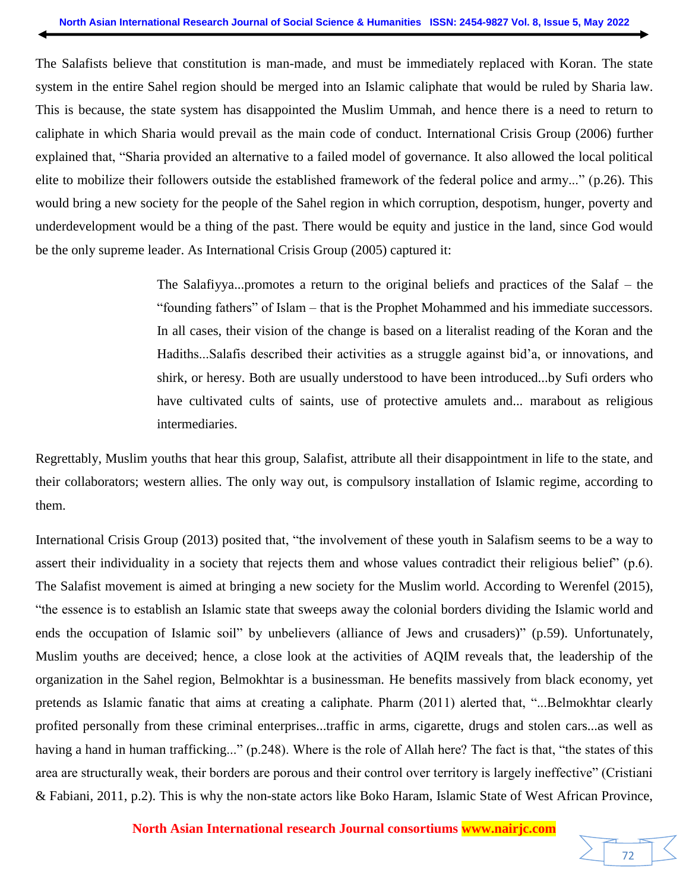The Salafists believe that constitution is man-made, and must be immediately replaced with Koran. The state system in the entire Sahel region should be merged into an Islamic caliphate that would be ruled by Sharia law. This is because, the state system has disappointed the Muslim Ummah, and hence there is a need to return to caliphate in which Sharia would prevail as the main code of conduct. International Crisis Group (2006) further explained that, "Sharia provided an alternative to a failed model of governance. It also allowed the local political elite to mobilize their followers outside the established framework of the federal police and army..." (p.26). This would bring a new society for the people of the Sahel region in which corruption, despotism, hunger, poverty and underdevelopment would be a thing of the past. There would be equity and justice in the land, since God would be the only supreme leader. As International Crisis Group (2005) captured it:

> The Salafiyya...promotes a return to the original beliefs and practices of the Salaf – the "founding fathers" of Islam – that is the Prophet Mohammed and his immediate successors. In all cases, their vision of the change is based on a literalist reading of the Koran and the Hadiths...Salafis described their activities as a struggle against bid'a, or innovations, and shirk, or heresy. Both are usually understood to have been introduced...by Sufi orders who have cultivated cults of saints, use of protective amulets and... marabout as religious intermediaries.

Regrettably, Muslim youths that hear this group, Salafist, attribute all their disappointment in life to the state, and their collaborators; western allies. The only way out, is compulsory installation of Islamic regime, according to them.

International Crisis Group (2013) posited that, "the involvement of these youth in Salafism seems to be a way to assert their individuality in a society that rejects them and whose values contradict their religious belief" (p.6). The Salafist movement is aimed at bringing a new society for the Muslim world. According to Werenfel (2015), "the essence is to establish an Islamic state that sweeps away the colonial borders dividing the Islamic world and ends the occupation of Islamic soil" by unbelievers (alliance of Jews and crusaders)" (p.59). Unfortunately, Muslim youths are deceived; hence, a close look at the activities of AQIM reveals that, the leadership of the organization in the Sahel region, Belmokhtar is a businessman. He benefits massively from black economy, yet pretends as Islamic fanatic that aims at creating a caliphate. Pharm (2011) alerted that, "...Belmokhtar clearly profited personally from these criminal enterprises...traffic in arms, cigarette, drugs and stolen cars...as well as having a hand in human trafficking..." (p.248). Where is the role of Allah here? The fact is that, "the states of this area are structurally weak, their borders are porous and their control over territory is largely ineffective" (Cristiani & Fabiani, 2011, p.2). This is why the non-state actors like Boko Haram, Islamic State of West African Province,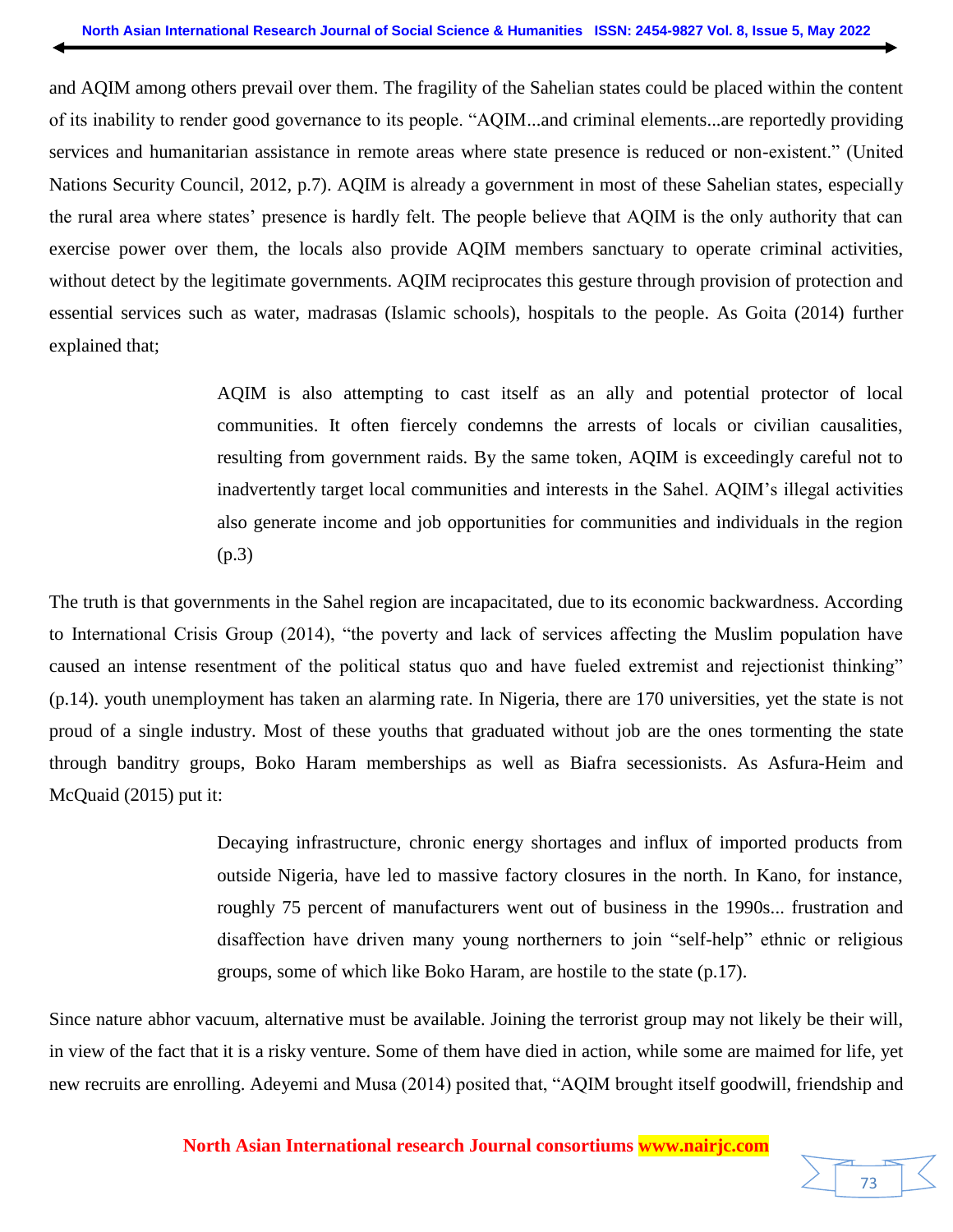and AQIM among others prevail over them. The fragility of the Sahelian states could be placed within the content of its inability to render good governance to its people. "AQIM...and criminal elements...are reportedly providing services and humanitarian assistance in remote areas where state presence is reduced or non-existent." (United Nations Security Council, 2012, p.7). AQIM is already a government in most of these Sahelian states, especially the rural area where states' presence is hardly felt. The people believe that AQIM is the only authority that can exercise power over them, the locals also provide AQIM members sanctuary to operate criminal activities, without detect by the legitimate governments. AQIM reciprocates this gesture through provision of protection and essential services such as water, madrasas (Islamic schools), hospitals to the people. As Goita (2014) further explained that;

> AQIM is also attempting to cast itself as an ally and potential protector of local communities. It often fiercely condemns the arrests of locals or civilian causalities, resulting from government raids. By the same token, AQIM is exceedingly careful not to inadvertently target local communities and interests in the Sahel. AQIM's illegal activities also generate income and job opportunities for communities and individuals in the region (p.3)

The truth is that governments in the Sahel region are incapacitated, due to its economic backwardness. According to International Crisis Group (2014), "the poverty and lack of services affecting the Muslim population have caused an intense resentment of the political status quo and have fueled extremist and rejectionist thinking" (p.14). youth unemployment has taken an alarming rate. In Nigeria, there are 170 universities, yet the state is not proud of a single industry. Most of these youths that graduated without job are the ones tormenting the state through banditry groups, Boko Haram memberships as well as Biafra secessionists. As Asfura-Heim and McQuaid (2015) put it:

> Decaying infrastructure, chronic energy shortages and influx of imported products from outside Nigeria, have led to massive factory closures in the north. In Kano, for instance, roughly 75 percent of manufacturers went out of business in the 1990s... frustration and disaffection have driven many young northerners to join "self-help" ethnic or religious groups, some of which like Boko Haram, are hostile to the state (p.17).

Since nature abhor vacuum, alternative must be available. Joining the terrorist group may not likely be their will, in view of the fact that it is a risky venture. Some of them have died in action, while some are maimed for life, yet new recruits are enrolling. Adeyemi and Musa (2014) posited that, "AQIM brought itself goodwill, friendship and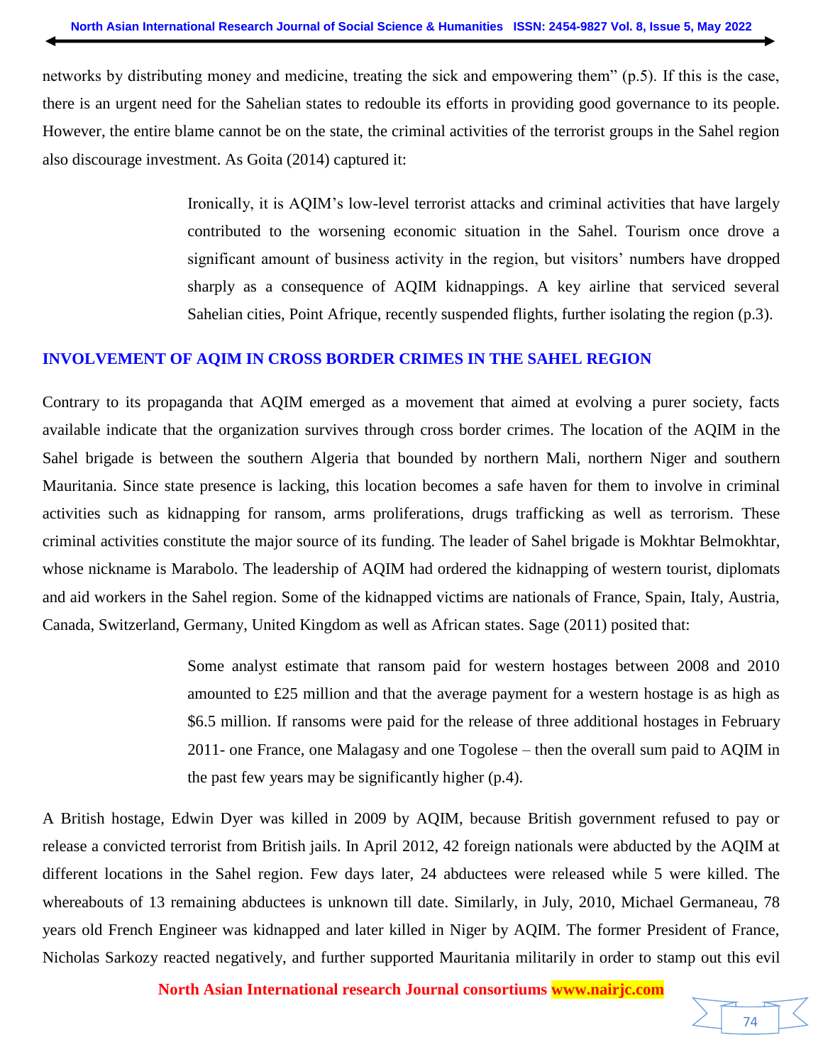networks by distributing money and medicine, treating the sick and empowering them" (p.5). If this is the case, there is an urgent need for the Sahelian states to redouble its efforts in providing good governance to its people. However, the entire blame cannot be on the state, the criminal activities of the terrorist groups in the Sahel region also discourage investment. As Goita (2014) captured it:

> Ironically, it is AQIM's low-level terrorist attacks and criminal activities that have largely contributed to the worsening economic situation in the Sahel. Tourism once drove a significant amount of business activity in the region, but visitors' numbers have dropped sharply as a consequence of AQIM kidnappings. A key airline that serviced several Sahelian cities, Point Afrique, recently suspended flights, further isolating the region (p.3).

## INVOLVEMENT OF AQIM IN CROSS BORDER CRIMES IN THE SAHEL REGION

Contrary to its propaganda that AQIM emerged as a movement that aimed at evolving a purer society, facts available indicate that the organization survives through cross border crimes. The location of the AQIM in the Sahel brigade is between the southern Algeria that bounded by northern Mali, northern Niger and southern Mauritania. Since state presence is lacking, this location becomes a safe haven for them to involve in criminal activities such as kidnapping for ransom, arms proliferations, drugs trafficking as well as terrorism. These criminal activities constitute the major source of its funding. The leader of Sahel brigade is Mokhtar Belmokhtar, whose nickname is Marabolo. The leadership of AQIM had ordered the kidnapping of western tourist, diplomats and aid workers in the Sahel region. Some of the kidnapped victims are nationals of France, Spain, Italy, Austria, Canada, Switzerland, Germany, United Kingdom as well as African states. Sage (2011) posited that:

> Some analyst estimate that ransom paid for western hostages between 2008 and 2010 amounted to £25 million and that the average payment for a western hostage is as high as $6.5 million. If ransoms were paid for the release of three additional hostages in February 2011- one France, one Malagasy and one Togolese – then the overall sum paid to AQIM in the past few years may be significantly higher (p.4).

A British hostage, Edwin Dyer was killed in 2009 by AQIM, because British government refused to pay or release a convicted terrorist from British jails. In April 2012, 42 foreign nationals were abducted by the AQIM at different locations in the Sahel region. Few days later, 24 abductees were released while 5 were killed. The whereabouts of 13 remaining abductees is unknown till date. Similarly, in July, 2010, Michael Germaneau, 78 years old French Engineer was kidnapped and later killed in Niger by AQIM. The former President of France, Nicholas Sarkozy reacted negatively, and further supported Mauritania militarily in order to stamp out this evil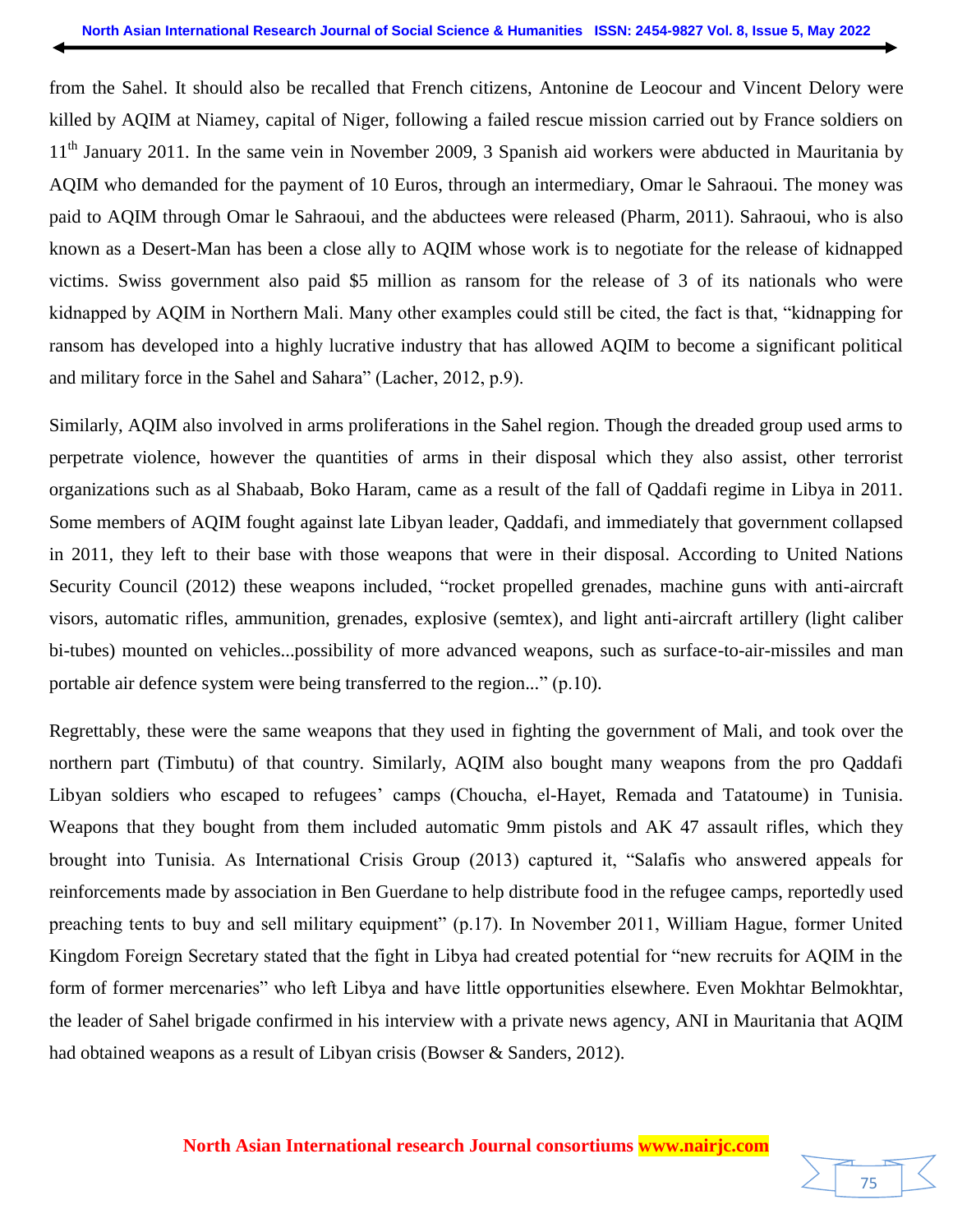from the Sahel. It should also be recalled that French citizens, Antonine de Leocour and Vincent Delory were killed by AQIM at Niamey, capital of Niger, following a failed rescue mission carried out by France soldiers on 11th January 2011. In the same vein in November 2009, 3 Spanish aid workers were abducted in Mauritania by AQIM who demanded for the payment of 10 Euros, through an intermediary, Omar le Sahraoui. The money was paid to AQIM through Omar le Sahraoui, and the abductees were released (Pharm, 2011). Sahraoui, who is also known as a Desert-Man has been a close ally to AQIM whose work is to negotiate for the release of kidnapped victims. Swiss government also paid $5 million as ransom for the release of 3 of its nationals who were kidnapped by AQIM in Northern Mali. Many other examples could still be cited, the fact is that, "kidnapping for ransom has developed into a highly lucrative industry that has allowed AQIM to become a significant political and military force in the Sahel and Sahara" (Lacher, 2012, p.9).

Similarly, AQIM also involved in arms proliferations in the Sahel region. Though the dreaded group used arms to perpetrate violence, however the quantities of arms in their disposal which they also assist, other terrorist organizations such as al Shabaab, Boko Haram, came as a result of the fall of Qaddafi regime in Libya in 2011. Some members of AQIM fought against late Libyan leader, Qaddafi, and immediately that government collapsed in 2011, they left to their base with those weapons that were in their disposal. According to United Nations Security Council (2012) these weapons included, "rocket propelled grenades, machine guns with anti-aircraft visors, automatic rifles, ammunition, grenades, explosive (semtex), and light anti-aircraft artillery (light caliber bi-tubes) mounted on vehicles...possibility of more advanced weapons, such as surface-to-air-missiles and man portable air defence system were being transferred to the region..." (p.10).

Regrettably, these were the same weapons that they used in fighting the government of Mali, and took over the northern part (Timbutu) of that country. Similarly, AQIM also bought many weapons from the pro Qaddafi Libyan soldiers who escaped to refugees' camps (Choucha, el-Hayet, Remada and Tatatoume) in Tunisia. Weapons that they bought from them included automatic 9mm pistols and AK 47 assault rifles, which they brought into Tunisia. As International Crisis Group (2013) captured it, "Salafis who answered appeals for reinforcements made by association in Ben Guerdane to help distribute food in the refugee camps, reportedly used preaching tents to buy and sell military equipment" (p.17). In November 2011, William Hague, former United Kingdom Foreign Secretary stated that the fight in Libya had created potential for "new recruits for AQIM in the form of former mercenaries" who left Libya and have little opportunities elsewhere. Even Mokhtar Belmokhtar, the leader of Sahel brigade confirmed in his interview with a private news agency, ANI in Mauritania that AQIM had obtained weapons as a result of Libyan crisis (Bowser & Sanders, 2012).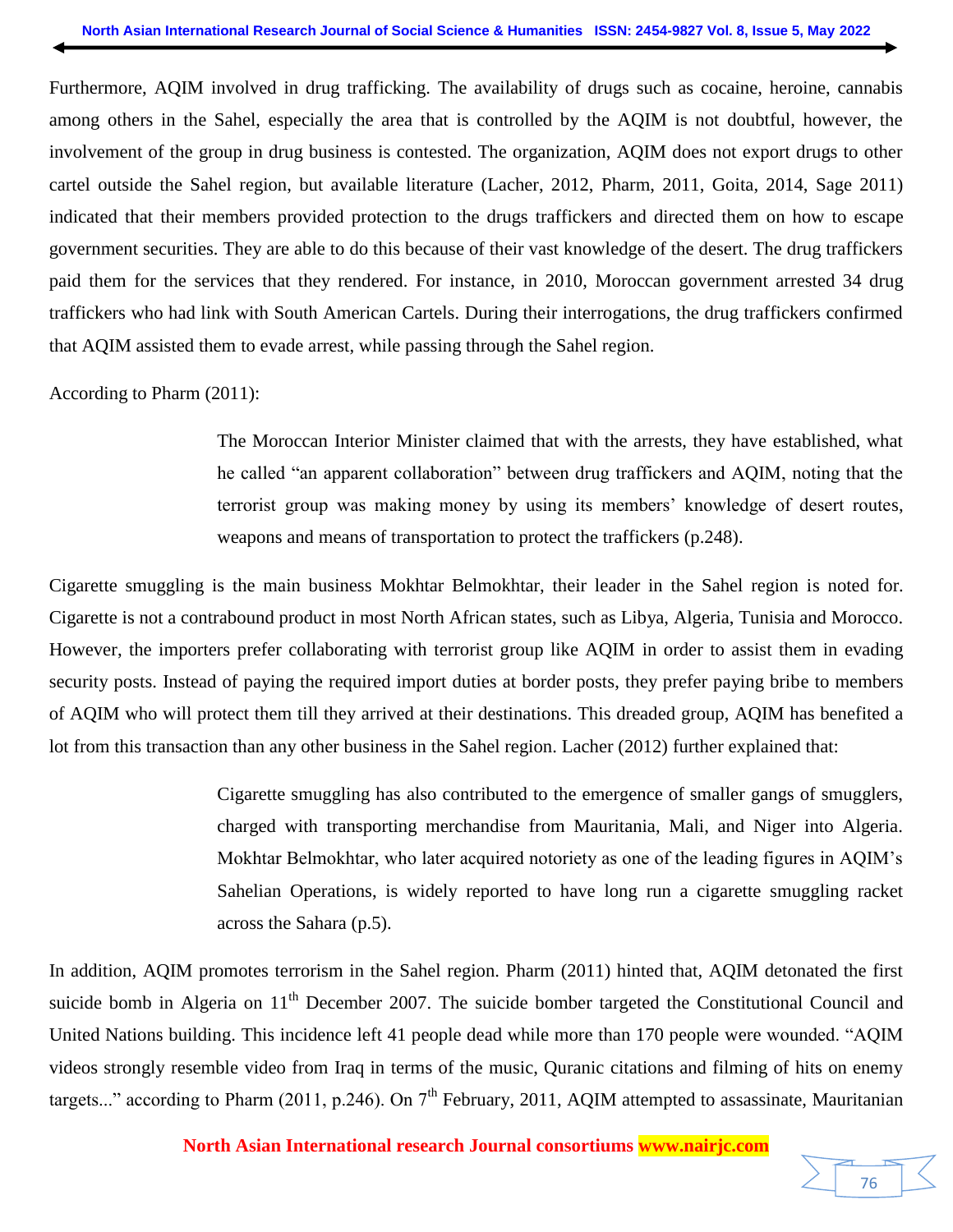Furthermore, AQIM involved in drug trafficking. The availability of drugs such as cocaine, heroine, cannabis among others in the Sahel, especially the area that is controlled by the AQIM is not doubtful, however, the involvement of the group in drug business is contested. The organization, AQIM does not export drugs to other cartel outside the Sahel region, but available literature (Lacher, 2012, Pharm, 2011, Goita, 2014, Sage 2011) indicated that their members provided protection to the drugs traffickers and directed them on how to escape government securities. They are able to do this because of their vast knowledge of the desert. The drug traffickers paid them for the services that they rendered. For instance, in 2010, Moroccan government arrested 34 drug traffickers who had link with South American Cartels. During their interrogations, the drug traffickers confirmed that AQIM assisted them to evade arrest, while passing through the Sahel region.

According to Pharm (2011):

> The Moroccan Interior Minister claimed that with the arrests, they have established, what he called "an apparent collaboration" between drug traffickers and AQIM, noting that the terrorist group was making money by using its members' knowledge of desert routes, weapons and means of transportation to protect the traffickers (p.248).

Cigarette smuggling is the main business Mokhtar Belmokhtar, their leader in the Sahel region is noted for. Cigarette is not a contrabound product in most North African states, such as Libya, Algeria, Tunisia and Morocco. However, the importers prefer collaborating with terrorist group like AQIM in order to assist them in evading security posts. Instead of paying the required import duties at border posts, they prefer paying bribe to members of AQIM who will protect them till they arrived at their destinations. This dreaded group, AQIM has benefited a lot from this transaction than any other business in the Sahel region. Lacher (2012) further explained that:

> Cigarette smuggling has also contributed to the emergence of smaller gangs of smugglers, charged with transporting merchandise from Mauritania, Mali, and Niger into Algeria. Mokhtar Belmokhtar, who later acquired notoriety as one of the leading figures in AQIM's Sahelian Operations, is widely reported to have long run a cigarette smuggling racket across the Sahara (p.5).

In addition, AQIM promotes terrorism in the Sahel region. Pharm (2011) hinted that, AQIM detonated the first suicide bomb in Algeria on 11th December 2007. The suicide bomber targeted the Constitutional Council and United Nations building. This incidence left 41 people dead while more than 170 people were wounded. "AQIM videos strongly resemble video from Iraq in terms of the music, Quranic citations and filming of hits on enemy targets..." according to Pharm (2011, p.246). On 7th February, 2011, AQIM attempted to assassinate, Mauritanian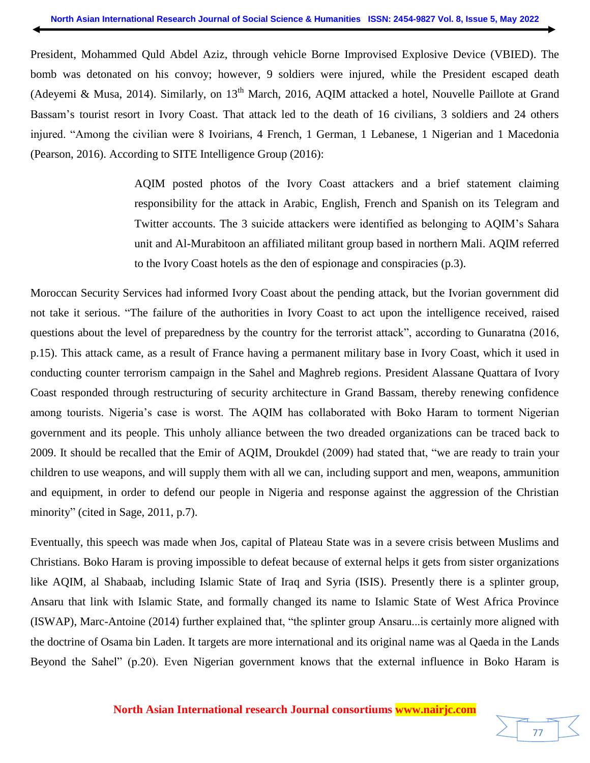President, Mohammed Quld Abdel Aziz, through vehicle Borne Improvised Explosive Device (VBIED). The bomb was detonated on his convoy; however, 9 soldiers were injured, while the President escaped death (Adeyemi & Musa, 2014). Similarly, on 13th March, 2016, AQIM attacked a hotel, Nouvelle Paillote at Grand Bassam's tourist resort in Ivory Coast. That attack led to the death of 16 civilians, 3 soldiers and 24 others injured. "Among the civilian were 8 Ivoirians, 4 French, 1 German, 1 Lebanese, 1 Nigerian and 1 Macedonia (Pearson, 2016). According to SITE Intelligence Group (2016):

> AQIM posted photos of the Ivory Coast attackers and a brief statement claiming responsibility for the attack in Arabic, English, French and Spanish on its Telegram and Twitter accounts. The 3 suicide attackers were identified as belonging to AQIM's Sahara unit and Al-Murabitoon an affiliated militant group based in northern Mali. AQIM referred to the Ivory Coast hotels as the den of espionage and conspiracies (p.3).

Moroccan Security Services had informed Ivory Coast about the pending attack, but the Ivorian government did not take it serious. "The failure of the authorities in Ivory Coast to act upon the intelligence received, raised questions about the level of preparedness by the country for the terrorist attack", according to Gunaratna (2016, p.15). This attack came, as a result of France having a permanent military base in Ivory Coast, which it used in conducting counter terrorism campaign in the Sahel and Maghreb regions. President Alassane Quattara of Ivory Coast responded through restructuring of security architecture in Grand Bassam, thereby renewing confidence among tourists. Nigeria's case is worst. The AQIM has collaborated with Boko Haram to torment Nigerian government and its people. This unholy alliance between the two dreaded organizations can be traced back to 2009. It should be recalled that the Emir of AQIM, Droukdel (2009) had stated that, "we are ready to train your children to use weapons, and will supply them with all we can, including support and men, weapons, ammunition and equipment, in order to defend our people in Nigeria and response against the aggression of the Christian minority" (cited in Sage, 2011, p.7).

Eventually, this speech was made when Jos, capital of Plateau State was in a severe crisis between Muslims and Christians. Boko Haram is proving impossible to defeat because of external helps it gets from sister organizations like AQIM, al Shabaab, including Islamic State of Iraq and Syria (ISIS). Presently there is a splinter group, Ansaru that link with Islamic State, and formally changed its name to Islamic State of West Africa Province (ISWAP), Marc-Antoine (2014) further explained that, "the splinter group Ansaru...is certainly more aligned with the doctrine of Osama bin Laden. It targets are more international and its original name was al Qaeda in the Lands Beyond the Sahel" (p.20). Even Nigerian government knows that the external influence in Boko Haram is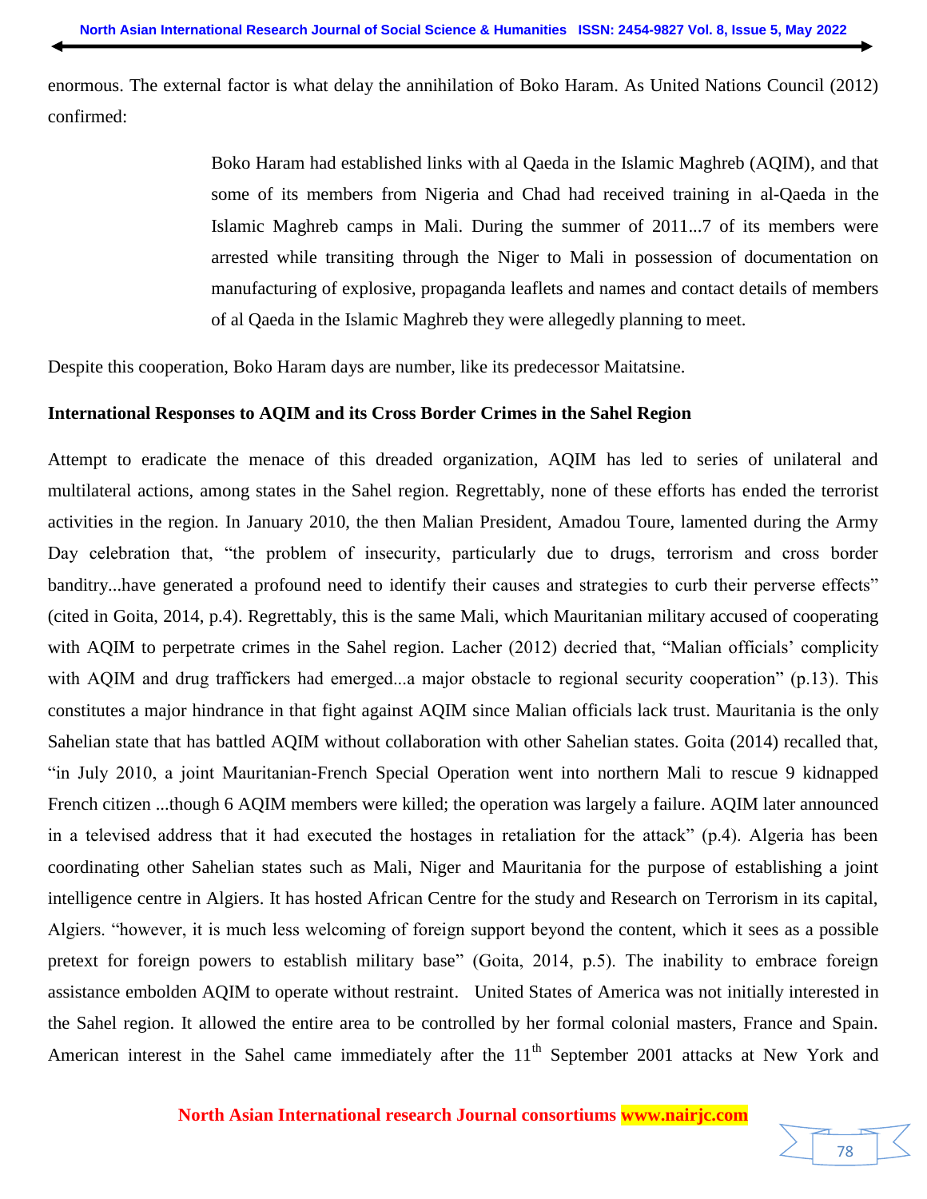enormous. The external factor is what delay the annihilation of Boko Haram. As United Nations Council (2012) confirmed:

> Boko Haram had established links with al Qaeda in the Islamic Maghreb (AQIM), and that some of its members from Nigeria and Chad had received training in al-Qaeda in the Islamic Maghreb camps in Mali. During the summer of 2011...7 of its members were arrested while transiting through the Niger to Mali in possession of documentation on manufacturing of explosive, propaganda leaflets and names and contact details of members of al Qaeda in the Islamic Maghreb they were allegedly planning to meet.

Despite this cooperation, Boko Haram days are number, like its predecessor Maitatsine.

**International Responses to AQIM and its Cross Border Crimes in the Sahel Region**

Attempt to eradicate the menace of this dreaded organization, AQIM has led to series of unilateral and multilateral actions, among states in the Sahel region. Regrettably, none of these efforts has ended the terrorist activities in the region. In January 2010, the then Malian President, Amadou Toure, lamented during the Army Day celebration that, "the problem of insecurity, particularly due to drugs, terrorism and cross border banditry...have generated a profound need to identify their causes and strategies to curb their perverse effects" (cited in Goita, 2014, p.4). Regrettably, this is the same Mali, which Mauritanian military accused of cooperating with AQIM to perpetrate crimes in the Sahel region. Lacher (2012) decried that, "Malian officials' complicity with AQIM and drug traffickers had emerged...a major obstacle to regional security cooperation" (p.13). This constitutes a major hindrance in that fight against AQIM since Malian officials lack trust. Mauritania is the only Sahelian state that has battled AQIM without collaboration with other Sahelian states. Goita (2014) recalled that, "in July 2010, a joint Mauritanian-French Special Operation went into northern Mali to rescue 9 kidnapped French citizen ...though 6 AQIM members were killed; the operation was largely a failure. AQIM later announced in a televised address that it had executed the hostages in retaliation for the attack" (p.4). Algeria has been coordinating other Sahelian states such as Mali, Niger and Mauritania for the purpose of establishing a joint intelligence centre in Algiers. It has hosted African Centre for the study and Research on Terrorism in its capital, Algiers. "however, it is much less welcoming of foreign support beyond the content, which it sees as a possible pretext for foreign powers to establish military base" (Goita, 2014, p.5). The inability to embrace foreign assistance embolden AQIM to operate without restraint. United States of America was not initially interested in the Sahel region. It allowed the entire area to be controlled by her formal colonial masters, France and Spain. American interest in the Sahel came immediately after the 11th September 2001 attacks at New York and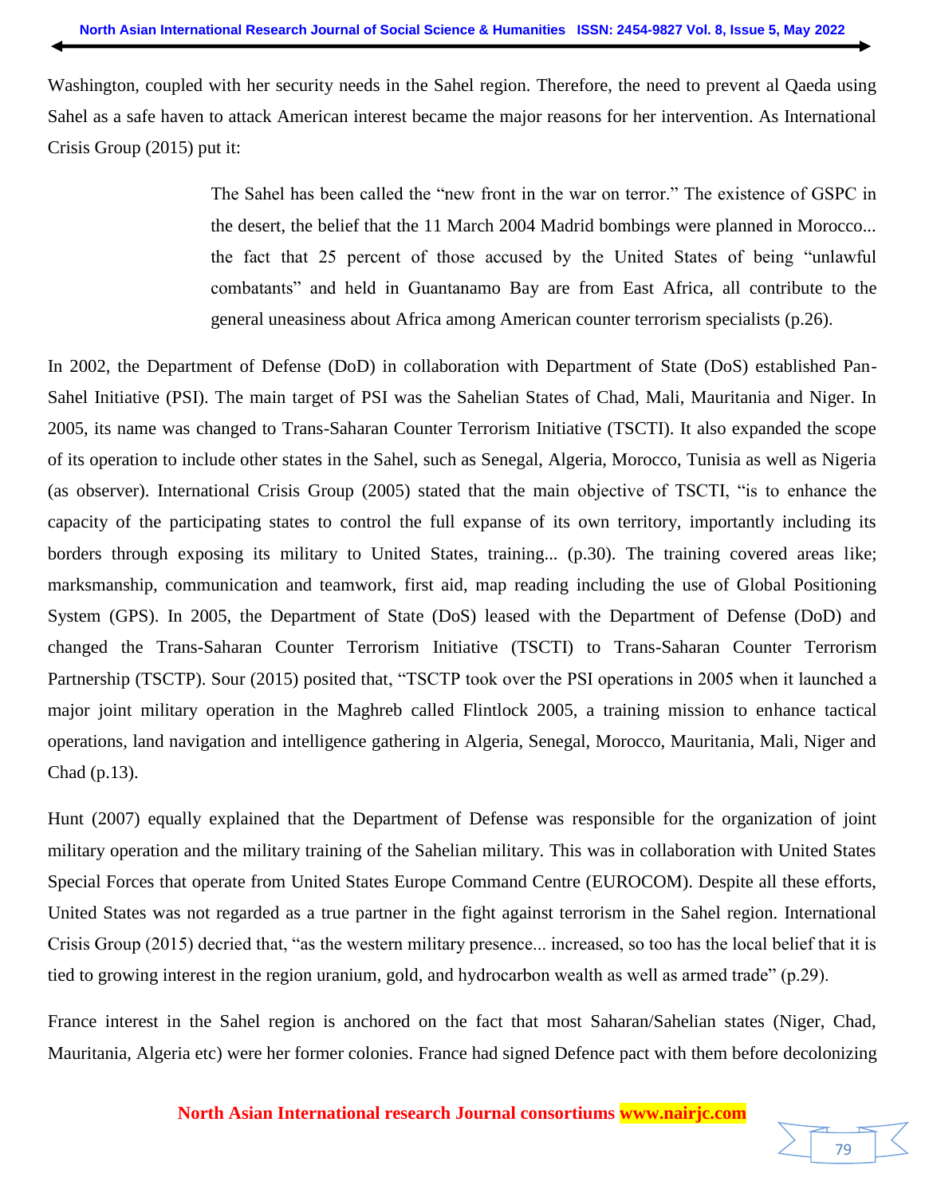Washington, coupled with her security needs in the Sahel region. Therefore, the need to prevent al Qaeda using Sahel as a safe haven to attack American interest became the major reasons for her intervention. As International Crisis Group (2015) put it:

> The Sahel has been called the "new front in the war on terror." The existence of GSPC in the desert, the belief that the 11 March 2004 Madrid bombings were planned in Morocco... the fact that 25 percent of those accused by the United States of being "unlawful combatants" and held in Guantanamo Bay are from East Africa, all contribute to the general uneasiness about Africa among American counter terrorism specialists (p.26).

In 2002, the Department of Defense (DoD) in collaboration with Department of State (DoS) established Pan-Sahel Initiative (PSI). The main target of PSI was the Sahelian States of Chad, Mali, Mauritania and Niger. In 2005, its name was changed to Trans-Saharan Counter Terrorism Initiative (TSCTI). It also expanded the scope of its operation to include other states in the Sahel, such as Senegal, Algeria, Morocco, Tunisia as well as Nigeria (as observer). International Crisis Group (2005) stated that the main objective of TSCTI, "is to enhance the capacity of the participating states to control the full expanse of its own territory, importantly including its borders through exposing its military to United States, training... (p.30). The training covered areas like; marksmanship, communication and teamwork, first aid, map reading including the use of Global Positioning System (GPS). In 2005, the Department of State (DoS) leased with the Department of Defense (DoD) and changed the Trans-Saharan Counter Terrorism Initiative (TSCTI) to Trans-Saharan Counter Terrorism Partnership (TSCTP). Sour (2015) posited that, "TSCTP took over the PSI operations in 2005 when it launched a major joint military operation in the Maghreb called Flintlock 2005, a training mission to enhance tactical operations, land navigation and intelligence gathering in Algeria, Senegal, Morocco, Mauritania, Mali, Niger and Chad (p.13).

Hunt (2007) equally explained that the Department of Defense was responsible for the organization of joint military operation and the military training of the Sahelian military. This was in collaboration with United States Special Forces that operate from United States Europe Command Centre (EUROCOM). Despite all these efforts, United States was not regarded as a true partner in the fight against terrorism in the Sahel region. International Crisis Group (2015) decried that, "as the western military presence... increased, so too has the local belief that it is tied to growing interest in the region uranium, gold, and hydrocarbon wealth as well as armed trade" (p.29).

France interest in the Sahel region is anchored on the fact that most Saharan/Sahelian states (Niger, Chad, Mauritania, Algeria etc) were her former colonies. France had signed Defence pact with them before decolonizing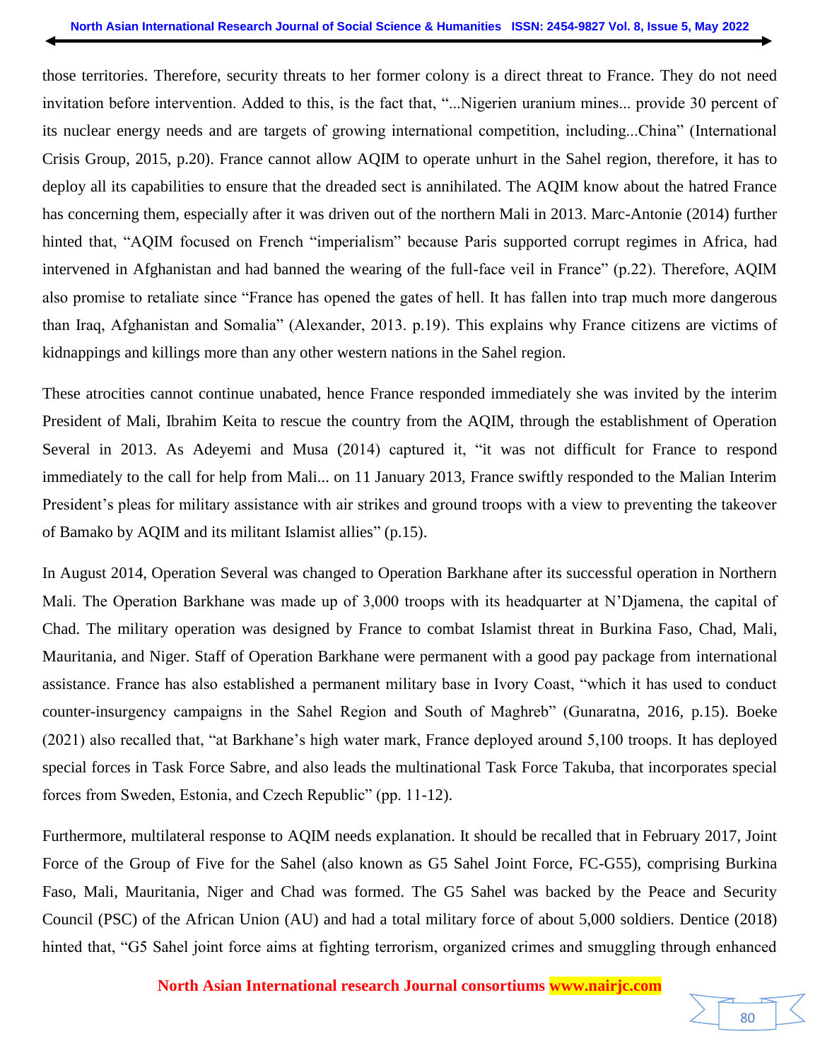those territories. Therefore, security threats to her former colony is a direct threat to France. They do not need invitation before intervention. Added to this, is the fact that, "...Nigerien uranium mines... provide 30 percent of its nuclear energy needs and are targets of growing international competition, including...China" (International Crisis Group, 2015, p.20). France cannot allow AQIM to operate unhurt in the Sahel region, therefore, it has to deploy all its capabilities to ensure that the dreaded sect is annihilated. The AQIM know about the hatred France has concerning them, especially after it was driven out of the northern Mali in 2013. Marc-Antonie (2014) further hinted that, "AQIM focused on French "imperialism" because Paris supported corrupt regimes in Africa, had intervened in Afghanistan and had banned the wearing of the full-face veil in France" (p.22). Therefore, AQIM also promise to retaliate since "France has opened the gates of hell. It has fallen into trap much more dangerous than Iraq, Afghanistan and Somalia" (Alexander, 2013. p.19). This explains why France citizens are victims of kidnappings and killings more than any other western nations in the Sahel region.

These atrocities cannot continue unabated, hence France responded immediately she was invited by the interim President of Mali, Ibrahim Keita to rescue the country from the AQIM, through the establishment of Operation Several in 2013. As Adeyemi and Musa (2014) captured it, "it was not difficult for France to respond immediately to the call for help from Mali... on 11 January 2013, France swiftly responded to the Malian Interim President's pleas for military assistance with air strikes and ground troops with a view to preventing the takeover of Bamako by AQIM and its militant Islamist allies" (p.15).

In August 2014, Operation Several was changed to Operation Barkhane after its successful operation in Northern Mali. The Operation Barkhane was made up of 3,000 troops with its headquarter at N'Djamena, the capital of Chad. The military operation was designed by France to combat Islamist threat in Burkina Faso, Chad, Mali, Mauritania, and Niger. Staff of Operation Barkhane were permanent with a good pay package from international assistance. France has also established a permanent military base in Ivory Coast, "which it has used to conduct counter-insurgency campaigns in the Sahel Region and South of Maghreb" (Gunaratna, 2016, p.15). Boeke (2021) also recalled that, "at Barkhane's high water mark, France deployed around 5,100 troops. It has deployed special forces in Task Force Sabre, and also leads the multinational Task Force Takuba, that incorporates special forces from Sweden, Estonia, and Czech Republic" (pp. 11-12).

Furthermore, multilateral response to AQIM needs explanation. It should be recalled that in February 2017, Joint Force of the Group of Five for the Sahel (also known as G5 Sahel Joint Force, FC-G55), comprising Burkina Faso, Mali, Mauritania, Niger and Chad was formed. The G5 Sahel was backed by the Peace and Security Council (PSC) of the African Union (AU) and had a total military force of about 5,000 soldiers. Dentice (2018) hinted that, "G5 Sahel joint force aims at fighting terrorism, organized crimes and smuggling through enhanced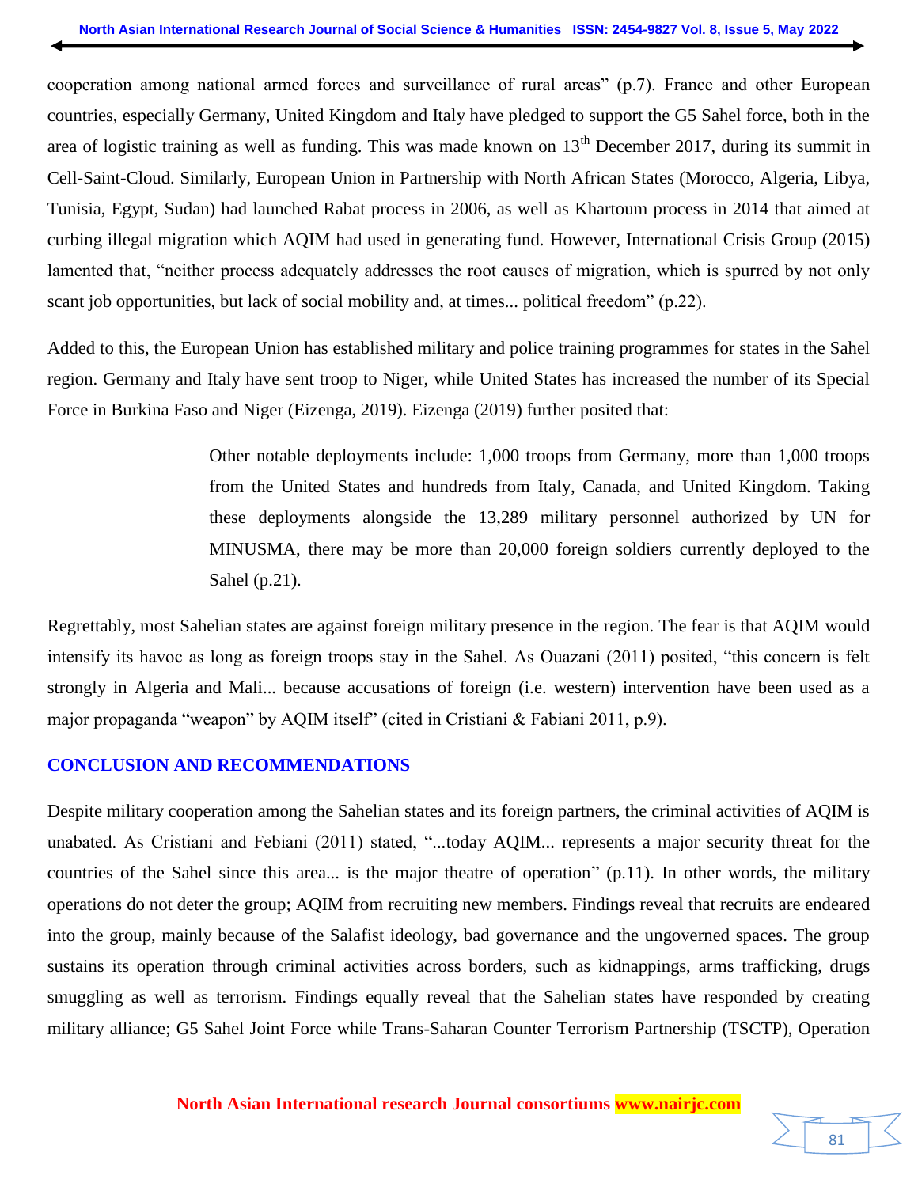cooperation among national armed forces and surveillance of rural areas" (p.7). France and other European countries, especially Germany, United Kingdom and Italy have pledged to support the G5 Sahel force, both in the area of logistic training as well as funding. This was made known on 13th December 2017, during its summit in Cell-Saint-Cloud. Similarly, European Union in Partnership with North African States (Morocco, Algeria, Libya, Tunisia, Egypt, Sudan) had launched Rabat process in 2006, as well as Khartoum process in 2014 that aimed at curbing illegal migration which AQIM had used in generating fund. However, International Crisis Group (2015) lamented that, "neither process adequately addresses the root causes of migration, which is spurred by not only scant job opportunities, but lack of social mobility and, at times... political freedom" (p.22).

Added to this, the European Union has established military and police training programmes for states in the Sahel region. Germany and Italy have sent troop to Niger, while United States has increased the number of its Special Force in Burkina Faso and Niger (Eizenga, 2019). Eizenga (2019) further posited that:

> Other notable deployments include: 1,000 troops from Germany, more than 1,000 troops from the United States and hundreds from Italy, Canada, and United Kingdom. Taking these deployments alongside the 13,289 military personnel authorized by UN for MINUSMA, there may be more than 20,000 foreign soldiers currently deployed to the Sahel (p.21).

Regrettably, most Sahelian states are against foreign military presence in the region. The fear is that AQIM would intensify its havoc as long as foreign troops stay in the Sahel. As Ouazani (2011) posited, "this concern is felt strongly in Algeria and Mali... because accusations of foreign (i.e. western) intervention have been used as a major propaganda "weapon" by AQIM itself" (cited in Cristiani & Fabiani 2011, p.9).

## CONCLUSION AND RECOMMENDATIONS

Despite military cooperation among the Sahelian states and its foreign partners, the criminal activities of AQIM is unabated. As Cristiani and Febiani (2011) stated, "...today AQIM... represents a major security threat for the countries of the Sahel since this area... is the major theatre of operation" (p.11). In other words, the military operations do not deter the group; AQIM from recruiting new members. Findings reveal that recruits are endeared into the group, mainly because of the Salafist ideology, bad governance and the ungoverned spaces. The group sustains its operation through criminal activities across borders, such as kidnappings, arms trafficking, drugs smuggling as well as terrorism. Findings equally reveal that the Sahelian states have responded by creating military alliance; G5 Sahel Joint Force while Trans-Saharan Counter Terrorism Partnership (TSCTP), Operation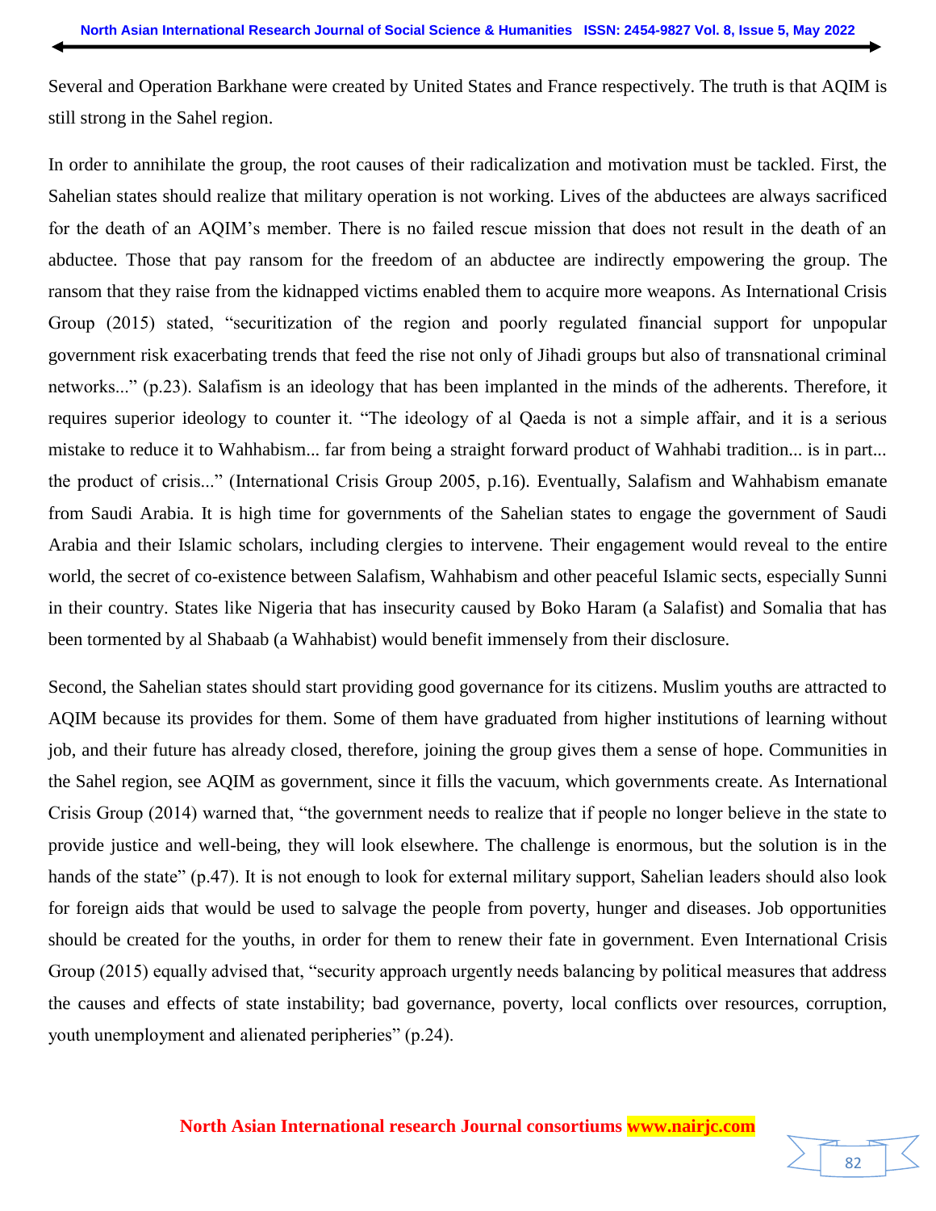Several and Operation Barkhane were created by United States and France respectively. The truth is that AQIM is still strong in the Sahel region.

In order to annihilate the group, the root causes of their radicalization and motivation must be tackled. First, the Sahelian states should realize that military operation is not working. Lives of the abductees are always sacrificed for the death of an AQIM's member. There is no failed rescue mission that does not result in the death of an abductee. Those that pay ransom for the freedom of an abductee are indirectly empowering the group. The ransom that they raise from the kidnapped victims enabled them to acquire more weapons. As International Crisis Group (2015) stated, "securitization of the region and poorly regulated financial support for unpopular government risk exacerbating trends that feed the rise not only of Jihadi groups but also of transnational criminal networks..." (p.23). Salafism is an ideology that has been implanted in the minds of the adherents. Therefore, it requires superior ideology to counter it. "The ideology of al Qaeda is not a simple affair, and it is a serious mistake to reduce it to Wahhabism... far from being a straight forward product of Wahhabi tradition... is in part... the product of crisis..." (International Crisis Group 2005, p.16). Eventually, Salafism and Wahhabism emanate from Saudi Arabia. It is high time for governments of the Sahelian states to engage the government of Saudi Arabia and their Islamic scholars, including clergies to intervene. Their engagement would reveal to the entire world, the secret of co-existence between Salafism, Wahhabism and other peaceful Islamic sects, especially Sunni in their country. States like Nigeria that has insecurity caused by Boko Haram (a Salafist) and Somalia that has been tormented by al Shabaab (a Wahhabist) would benefit immensely from their disclosure.

Second, the Sahelian states should start providing good governance for its citizens. Muslim youths are attracted to AQIM because its provides for them. Some of them have graduated from higher institutions of learning without job, and their future has already closed, therefore, joining the group gives them a sense of hope. Communities in the Sahel region, see AQIM as government, since it fills the vacuum, which governments create. As International Crisis Group (2014) warned that, "the government needs to realize that if people no longer believe in the state to provide justice and well-being, they will look elsewhere. The challenge is enormous, but the solution is in the hands of the state" (p.47). It is not enough to look for external military support, Sahelian leaders should also look for foreign aids that would be used to salvage the people from poverty, hunger and diseases. Job opportunities should be created for the youths, in order for them to renew their fate in government. Even International Crisis Group (2015) equally advised that, "security approach urgently needs balancing by political measures that address the causes and effects of state instability; bad governance, poverty, local conflicts over resources, corruption, youth unemployment and alienated peripheries" (p.24).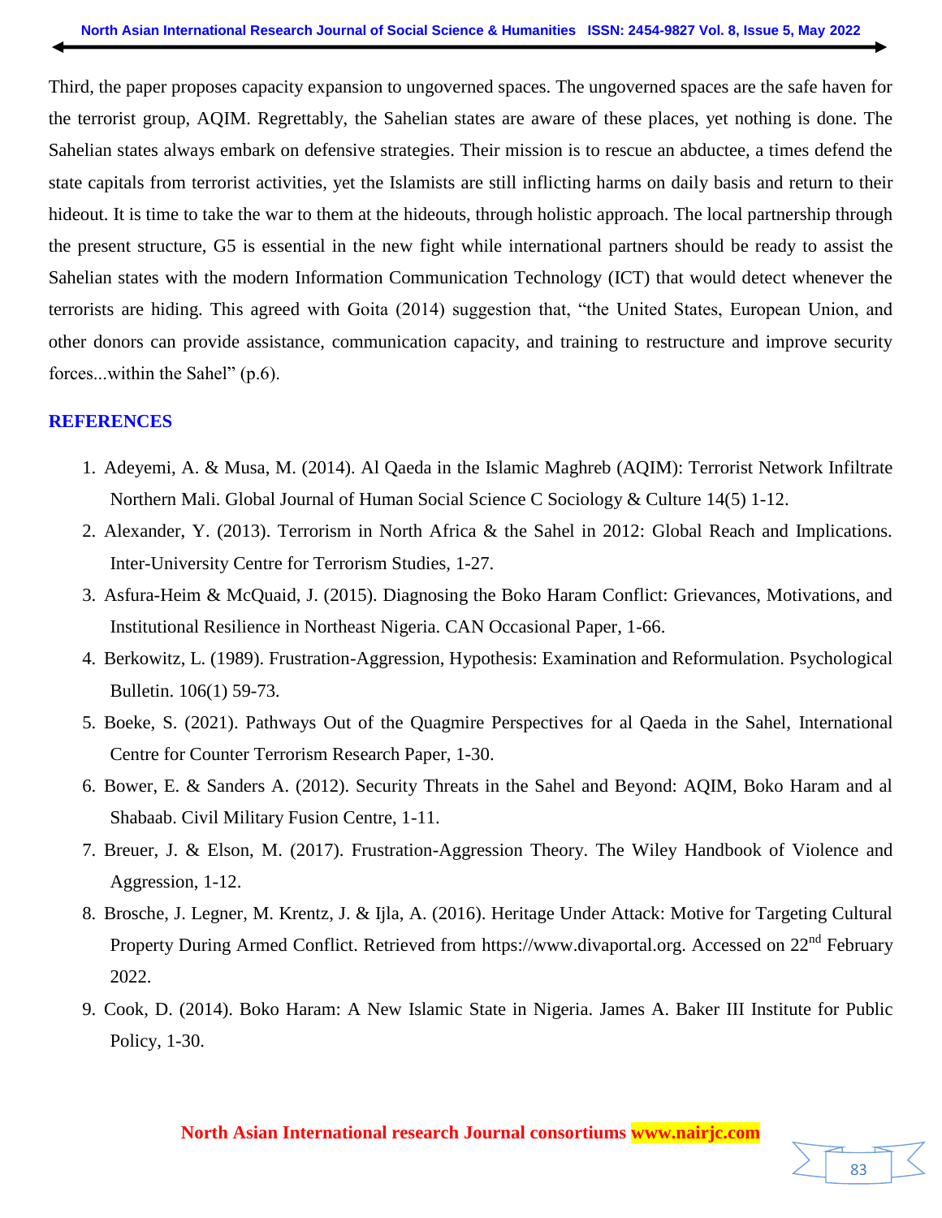Third, the paper proposes capacity expansion to ungoverned spaces. The ungoverned spaces are the safe haven for the terrorist group, AQIM. Regrettably, the Sahelian states are aware of these places, yet nothing is done. The Sahelian states always embark on defensive strategies. Their mission is to rescue an abductee, a times defend the state capitals from terrorist activities, yet the Islamists are still inflicting harms on daily basis and return to their hideout. It is time to take the war to them at the hideouts, through holistic approach. The local partnership through the present structure, G5 is essential in the new fight while international partners should be ready to assist the Sahelian states with the modern Information Communication Technology (ICT) that would detect whenever the terrorists are hiding. This agreed with Goita (2014) suggestion that, "the United States, European Union, and other donors can provide assistance, communication capacity, and training to restructure and improve security forces...within the Sahel" (p.6).

## REFERENCES

1. Adeyemi, A. & Musa, M. (2014). Al Qaeda in the Islamic Maghreb (AQIM): Terrorist Network Infiltrate Northern Mali. Global Journal of Human Social Science C Sociology & Culture 14(5) 1-12.
2. Alexander, Y. (2013). Terrorism in North Africa & the Sahel in 2012: Global Reach and Implications. Inter-University Centre for Terrorism Studies, 1-27.
3. Asfura-Heim & McQuaid, J. (2015). Diagnosing the Boko Haram Conflict: Grievances, Motivations, and Institutional Resilience in Northeast Nigeria. CAN Occasional Paper, 1-66.
4. Berkowitz, L. (1989). Frustration-Aggression, Hypothesis: Examination and Reformulation. Psychological Bulletin. 106(1) 59-73.
5. Boeke, S. (2021). Pathways Out of the Quagmire Perspectives for al Qaeda in the Sahel, International Centre for Counter Terrorism Research Paper, 1-30.
6. Bower, E. & Sanders A. (2012). Security Threats in the Sahel and Beyond: AQIM, Boko Haram and al Shabaab. Civil Military Fusion Centre, 1-11.
7. Breuer, J. & Elson, M. (2017). Frustration-Aggression Theory. The Wiley Handbook of Violence and Aggression, 1-12.
8. Brosche, J. Legner, M. Krentz, J. & Ijla, A. (2016). Heritage Under Attack: Motive for Targeting Cultural Property During Armed Conflict. Retrieved from https://www.divaportal.org. Accessed on 22nd February 2022.
9. Cook, D. (2014). Boko Haram: A New Islamic State in Nigeria. James A. Baker III Institute for Public Policy, 1-30.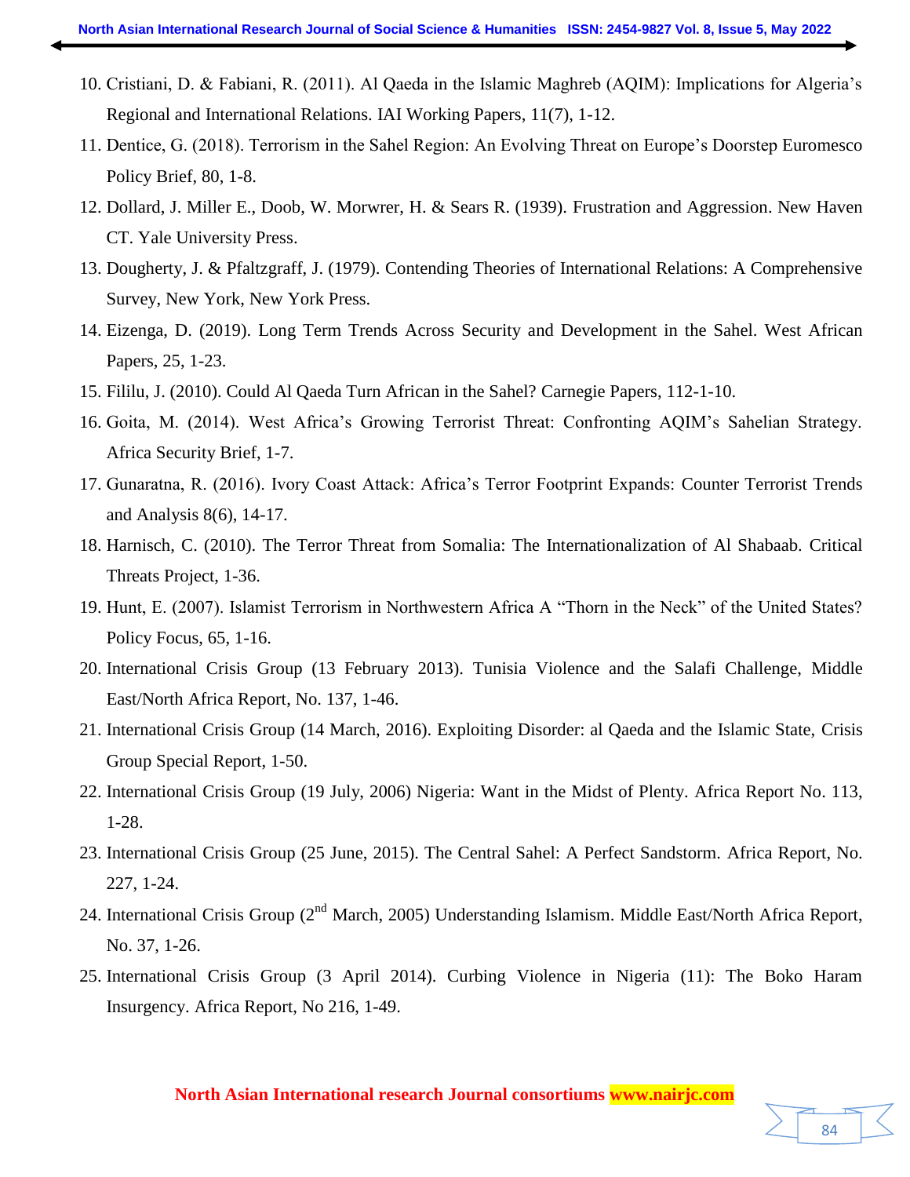10. Cristiani, D. & Fabiani, R. (2011). Al Qaeda in the Islamic Maghreb (AQIM): Implications for Algeria's Regional and International Relations. IAI Working Papers, 11(7), 1-12.
11. Dentice, G. (2018). Terrorism in the Sahel Region: An Evolving Threat on Europe's Doorstep Euromesco Policy Brief, 80, 1-8.
12. Dollard, J. Miller E., Doob, W. Morwrer, H. & Sears R. (1939). Frustration and Aggression. New Haven CT. Yale University Press.
13. Dougherty, J. & Pfaltzgraff, J. (1979). Contending Theories of International Relations: A Comprehensive Survey, New York, New York Press.
14. Eizenga, D. (2019). Long Term Trends Across Security and Development in the Sahel. West African Papers, 25, 1-23.
15. Fililu, J. (2010). Could Al Qaeda Turn African in the Sahel? Carnegie Papers, 112-1-10.
16. Goita, M. (2014). West Africa's Growing Terrorist Threat: Confronting AQIM's Sahelian Strategy. Africa Security Brief, 1-7.
17. Gunaratna, R. (2016). Ivory Coast Attack: Africa's Terror Footprint Expands: Counter Terrorist Trends and Analysis 8(6), 14-17.
18. Harnisch, C. (2010). The Terror Threat from Somalia: The Internationalization of Al Shabaab. Critical Threats Project, 1-36.
19. Hunt, E. (2007). Islamist Terrorism in Northwestern Africa A "Thorn in the Neck" of the United States? Policy Focus, 65, 1-16.
20. International Crisis Group (13 February 2013). Tunisia Violence and the Salafi Challenge, Middle East/North Africa Report, No. 137, 1-46.
21. International Crisis Group (14 March, 2016). Exploiting Disorder: al Qaeda and the Islamic State, Crisis Group Special Report, 1-50.
22. International Crisis Group (19 July, 2006) Nigeria: Want in the Midst of Plenty. Africa Report No. 113, 1-28.
23. International Crisis Group (25 June, 2015). The Central Sahel: A Perfect Sandstorm. Africa Report, No. 227, 1-24.
24. International Crisis Group (2nd March, 2005) Understanding Islamism. Middle East/North Africa Report, No. 37, 1-26.
25. International Crisis Group (3 April 2014). Curbing Violence in Nigeria (11): The Boko Haram Insurgency. Africa Report, No 216, 1-49.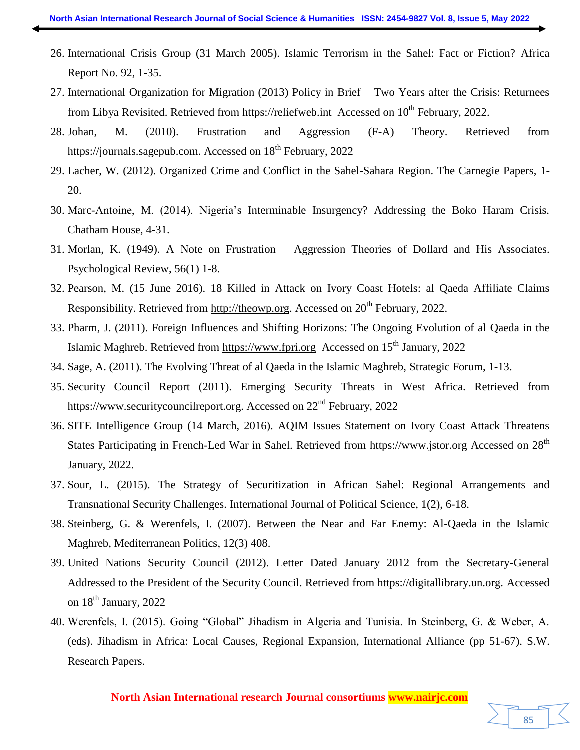26. International Crisis Group (31 March 2005). Islamic Terrorism in the Sahel: Fact or Fiction? Africa Report No. 92, 1-35.
27. International Organization for Migration (2013) Policy in Brief – Two Years after the Crisis: Returnees from Libya Revisited. Retrieved from https://reliefweb.int Accessed on 10th February, 2022.
28. Johan, M. (2010). Frustration and Aggression (F-A) Theory. Retrieved from https://journals.sagepub.com. Accessed on 18th February, 2022
29. Lacher, W. (2012). Organized Crime and Conflict in the Sahel-Sahara Region. The Carnegie Papers, 1-20.
30. Marc-Antoine, M. (2014). Nigeria's Interminable Insurgency? Addressing the Boko Haram Crisis. Chatham House, 4-31.
31. Morlan, K. (1949). A Note on Frustration – Aggression Theories of Dollard and His Associates. Psychological Review, 56(1) 1-8.
32. Pearson, M. (15 June 2016). 18 Killed in Attack on Ivory Coast Hotels: al Qaeda Affiliate Claims Responsibility. Retrieved from http://theowp.org. Accessed on 20th February, 2022.
33. Pharm, J. (2011). Foreign Influences and Shifting Horizons: The Ongoing Evolution of al Qaeda in the Islamic Maghreb. Retrieved from https://www.fpri.org Accessed on 15th January, 2022
34. Sage, A. (2011). The Evolving Threat of al Qaeda in the Islamic Maghreb, Strategic Forum, 1-13.
35. Security Council Report (2011). Emerging Security Threats in West Africa. Retrieved from https://www.securitycouncilreport.org. Accessed on 22nd February, 2022
36. SITE Intelligence Group (14 March, 2016). AQIM Issues Statement on Ivory Coast Attack Threatens States Participating in French-Led War in Sahel. Retrieved from https://www.jstor.org Accessed on 28th January, 2022.
37. Sour, L. (2015). The Strategy of Securitization in African Sahel: Regional Arrangements and Transnational Security Challenges. International Journal of Political Science, 1(2), 6-18.
38. Steinberg, G. & Werenfels, I. (2007). Between the Near and Far Enemy: Al-Qaeda in the Islamic Maghreb, Mediterranean Politics, 12(3) 408.
39. United Nations Security Council (2012). Letter Dated January 2012 from the Secretary-General Addressed to the President of the Security Council. Retrieved from https://digitallibrary.un.org. Accessed on 18th January, 2022
40. Werenfels, I. (2015). Going "Global" Jihadism in Algeria and Tunisia. In Steinberg, G. & Weber, A. (eds). Jihadism in Africa: Local Causes, Regional Expansion, International Alliance (pp 51-67). S.W. Research Papers.